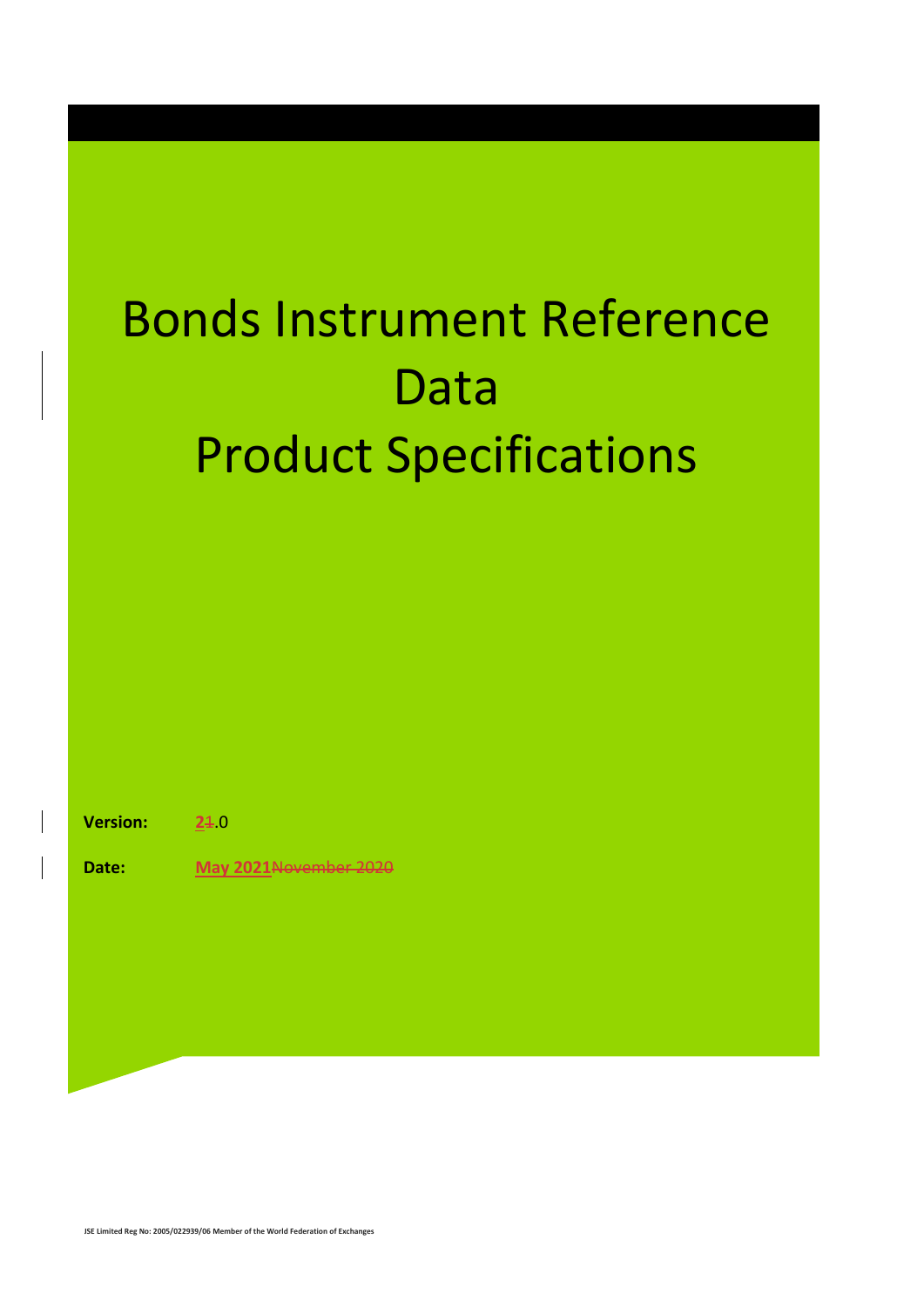# Bonds Instrument Reference Data
# Product Specifications

**Version:** 2~~1~~.0

**Date:** **May 2021**~~November 2020~~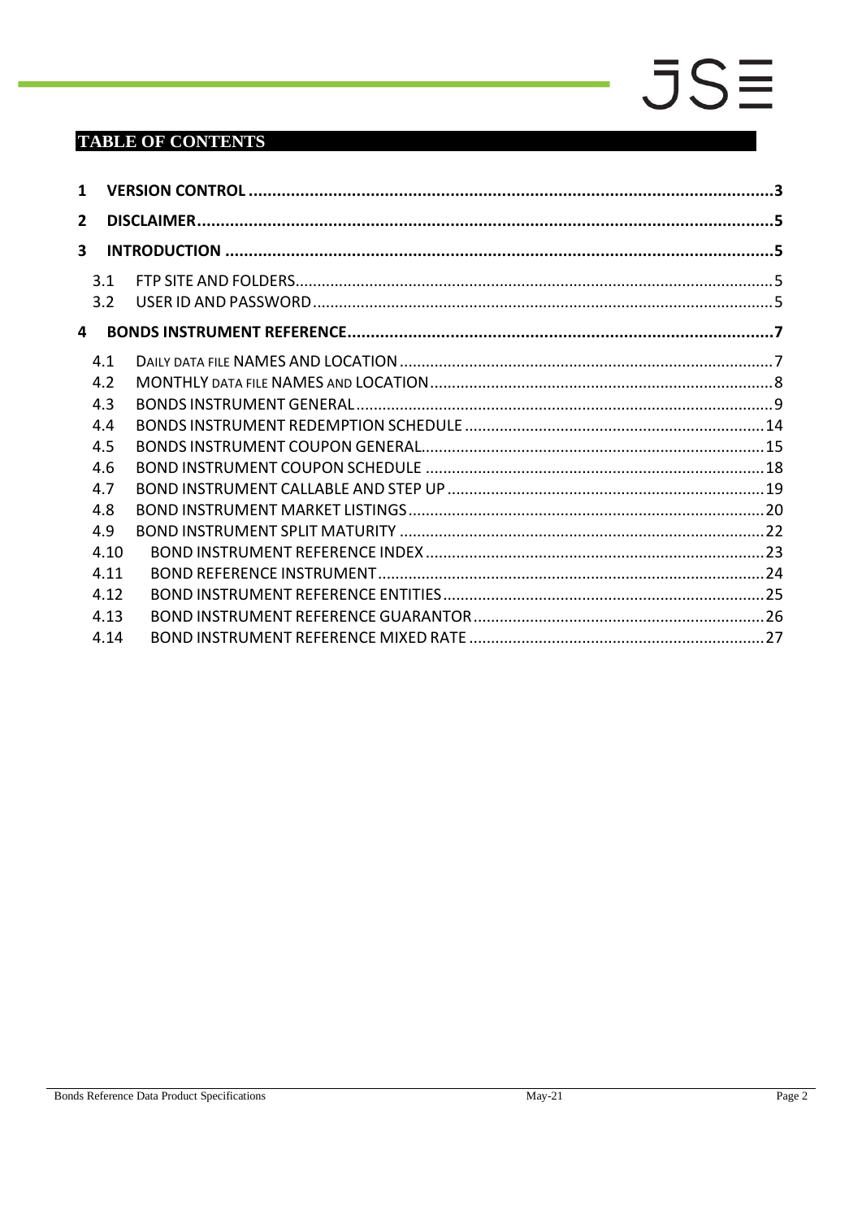## TABLE OF CONTENTS

**1 VERSION CONTROL ........................................................................................................3**

**2 DISCLAIMER.................................................................................................................5**

**3 INTRODUCTION ...........................................................................................................5**

- 3.1 FTP SITE AND FOLDERS.............................................................................................5
- 3.2 USER ID AND PASSWORD..........................................................................................5

**4 BONDS INSTRUMENT REFERENCE..............................................................................7**

- 4.1 DAILY DATA FILE NAMES AND LOCATION .................................................................7
- 4.2 MONTHLY DATA FILE NAMES AND LOCATION............................................................8
- 4.3 BONDS INSTRUMENT GENERAL................................................................................9
- 4.4 BONDS INSTRUMENT REDEMPTION SCHEDULE ........................................................14
- 4.5 BONDS INSTRUMENT COUPON GENERAL.................................................................15
- 4.6 BOND INSTRUMENT COUPON SCHEDULE .................................................................18
- 4.7 BOND INSTRUMENT CALLABLE AND STEP UP ...........................................................19
- 4.8 BOND INSTRUMENT MARKET LISTINGS....................................................................20
- 4.9 BOND INSTRUMENT SPLIT MATURITY ......................................................................22
- 4.10 BOND INSTRUMENT REFERENCE INDEX...................................................................23
- 4.11 BOND REFERENCE INSTRUMENT..............................................................................24
- 4.12 BOND INSTRUMENT REFERENCE ENTITIES...............................................................25
- 4.13 BOND INSTRUMENT REFERENCE GUARANTOR ........................................................26
- 4.14 BOND INSTRUMENT REFERENCE MIXED RATE .........................................................27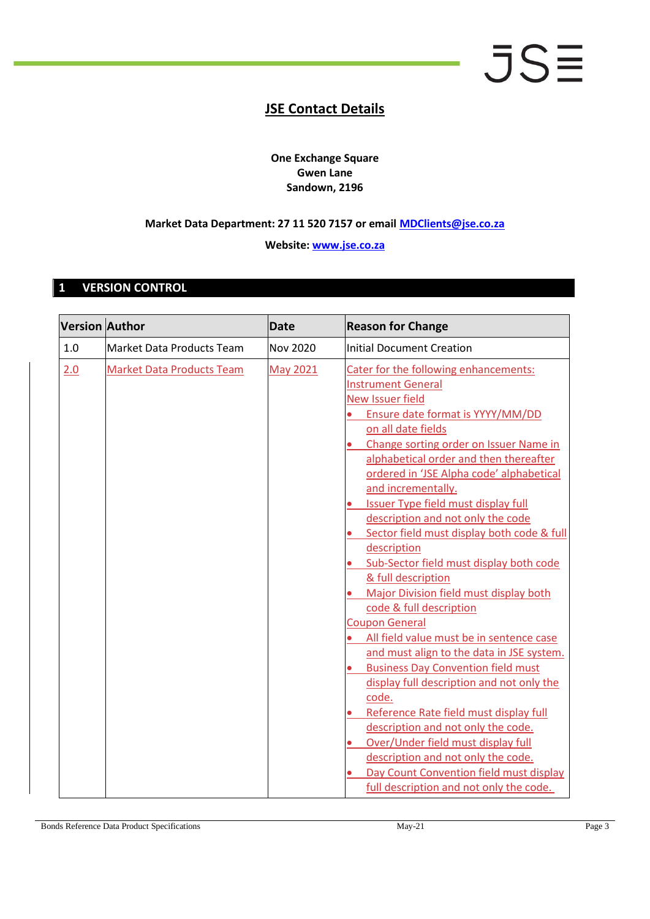# JSE Contact Details

**One Exchange Square**
**Gwen Lane**
**Sandown, 2196**

**Market Data Department: 27 11 520 7157 or email [MDClients@jse.co.za](mailto:MDClients@jse.co.za)**

**Website: [www.jse.co.za](http://www.jse.co.za)**

## 1 VERSION CONTROL

| Version | Author | Date | Reason for Change |
|---|---|---|---|
| 1.0 | Market Data Products Team | Nov 2020 | Initial Document Creation |
| 2.0 | Market Data Products Team | May 2021 | Cater for the following enhancements:<br>Instrument General<br>New Issuer field<br>• Ensure date format is YYYY/MM/DD on all date fields<br>• Change sorting order on Issuer Name in alphabetical order and then thereafter ordered in 'JSE Alpha code' alphabetical and incrementally.<br>• Issuer Type field must display full description and not only the code<br>• Sector field must display both code & full description<br>• Sub-Sector field must display both code & full description<br>• Major Division field must display both code & full description<br>Coupon General<br>• All field value must be in sentence case and must align to the data in JSE system.<br>• Business Day Convention field must display full description and not only the code.<br>• Reference Rate field must display full description and not only the code.<br>• Over/Under field must display full description and not only the code.<br>• Day Count Convention field must display full description and not only the code. |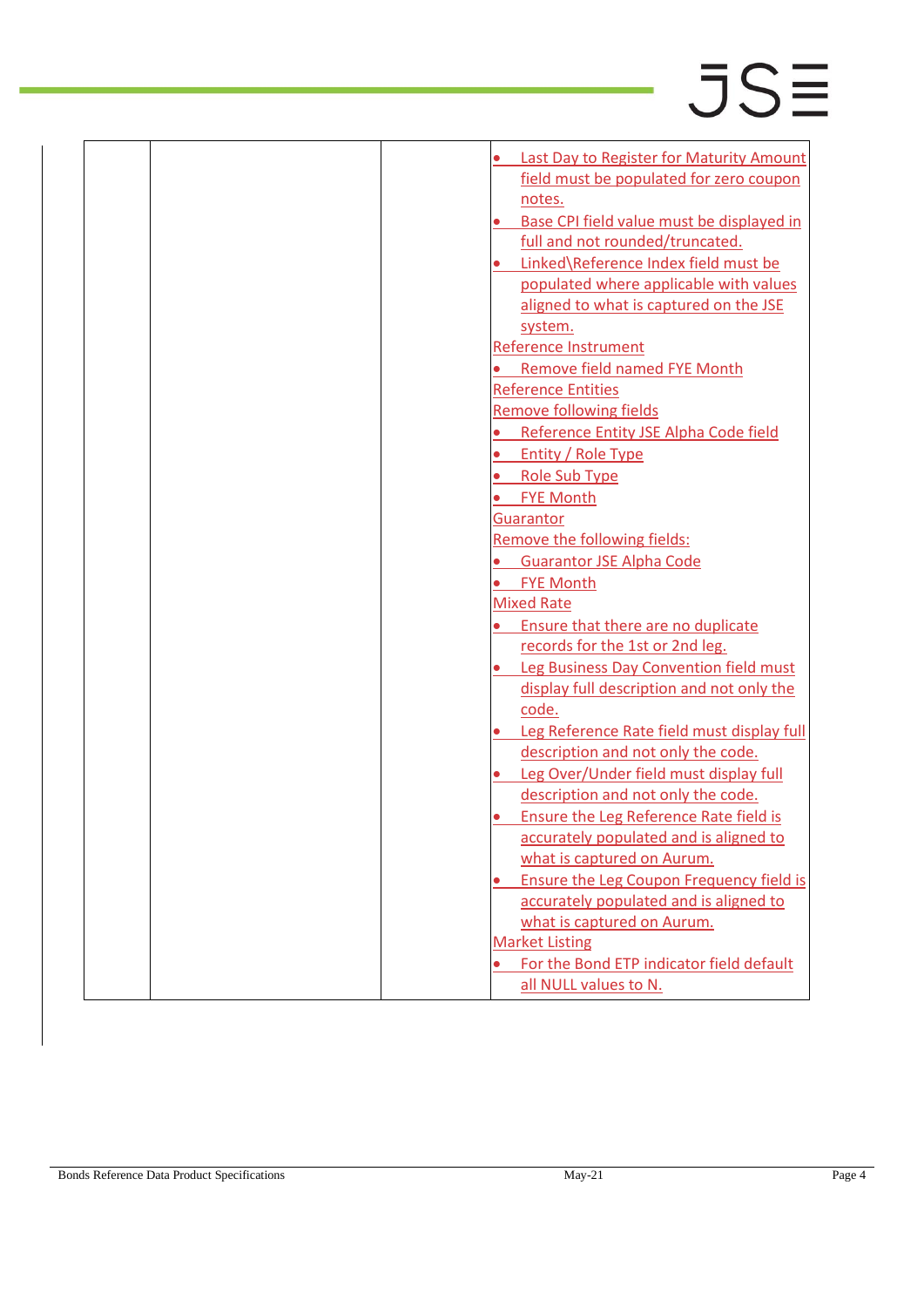| | | | |
|---|---|---|---|
| | | | • Last Day to Register for Maturity Amount field must be populated for zero coupon notes.<br>• Base CPI field value must be displayed in full and not rounded/truncated.<br>• Linked\Reference Index field must be populated where applicable with values aligned to what is captured on the JSE system.<br>Reference Instrument<br>• Remove field named FYE Month<br>Reference Entities<br>Remove following fields<br>• Reference Entity JSE Alpha Code field<br>• Entity / Role Type<br>• Role Sub Type<br>• FYE Month<br>Guarantor<br>Remove the following fields:<br>• Guarantor JSE Alpha Code<br>• FYE Month<br>Mixed Rate<br>• Ensure that there are no duplicate records for the 1st or 2nd leg.<br>• Leg Business Day Convention field must display full description and not only the code.<br>• Leg Reference Rate field must display full description and not only the code.<br>• Leg Over/Under field must display full description and not only the code.<br>• Ensure the Leg Reference Rate field is accurately populated and is aligned to what is captured on Aurum.<br>• Ensure the Leg Coupon Frequency field is accurately populated and is aligned to what is captured on Aurum.<br>Market Listing<br>• For the Bond ETP indicator field default all NULL values to N. |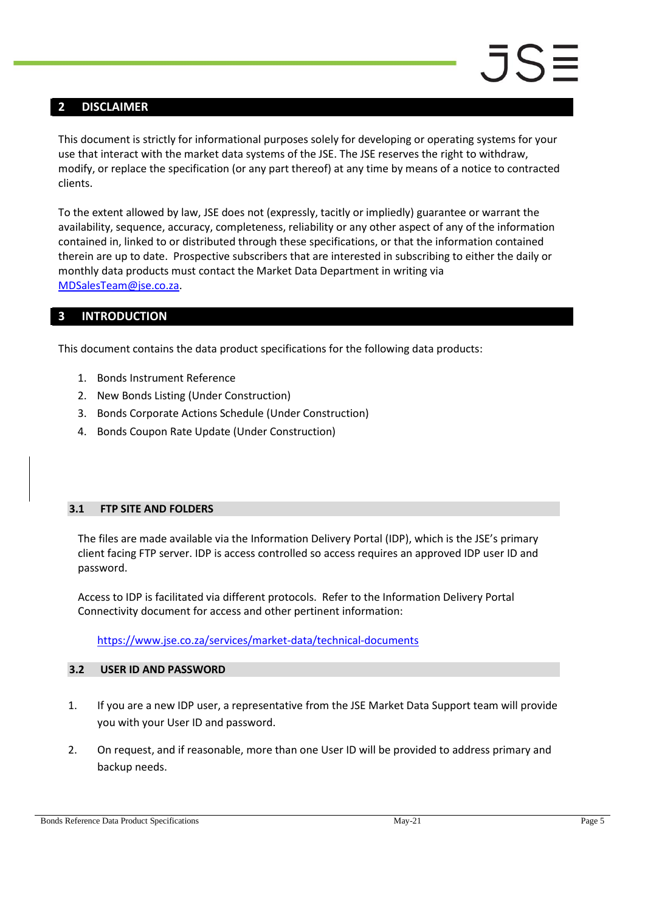## 2 DISCLAIMER

This document is strictly for informational purposes solely for developing or operating systems for your use that interact with the market data systems of the JSE. The JSE reserves the right to withdraw, modify, or replace the specification (or any part thereof) at any time by means of a notice to contracted clients.

To the extent allowed by law, JSE does not (expressly, tacitly or impliedly) guarantee or warrant the availability, sequence, accuracy, completeness, reliability or any other aspect of any of the information contained in, linked to or distributed through these specifications, or that the information contained therein are up to date. Prospective subscribers that are interested in subscribing to either the daily or monthly data products must contact the Market Data Department in writing via MDSalesTeam@jse.co.za.

## 3 INTRODUCTION

This document contains the data product specifications for the following data products:

1. Bonds Instrument Reference
2. New Bonds Listing (Under Construction)
3. Bonds Corporate Actions Schedule (Under Construction)
4. Bonds Coupon Rate Update (Under Construction)

### 3.1 FTP SITE AND FOLDERS

The files are made available via the Information Delivery Portal (IDP), which is the JSE's primary client facing FTP server. IDP is access controlled so access requires an approved IDP user ID and password.

Access to IDP is facilitated via different protocols. Refer to the Information Delivery Portal Connectivity document for access and other pertinent information:

https://www.jse.co.za/services/market-data/technical-documents

### 3.2 USER ID AND PASSWORD

1. If you are a new IDP user, a representative from the JSE Market Data Support team will provide you with your User ID and password.
2. On request, and if reasonable, more than one User ID will be provided to address primary and backup needs.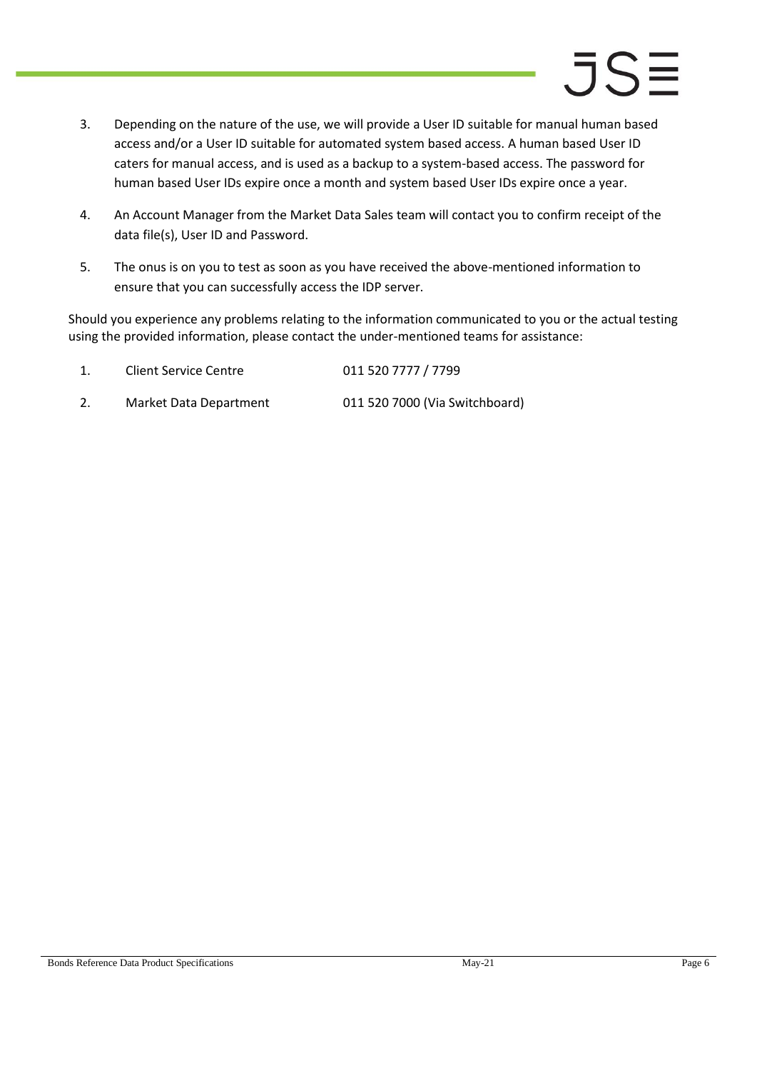3. Depending on the nature of the use, we will provide a User ID suitable for manual human based access and/or a User ID suitable for automated system based access. A human based User ID caters for manual access, and is used as a backup to a system-based access. The password for human based User IDs expire once a month and system based User IDs expire once a year.

4. An Account Manager from the Market Data Sales team will contact you to confirm receipt of the data file(s), User ID and Password.

5. The onus is on you to test as soon as you have received the above-mentioned information to ensure that you can successfully access the IDP server.

Should you experience any problems relating to the information communicated to you or the actual testing using the provided information, please contact the under-mentioned teams for assistance:

1. Client Service Centre 011 520 7777 / 7799

2. Market Data Department 011 520 7000 (Via Switchboard)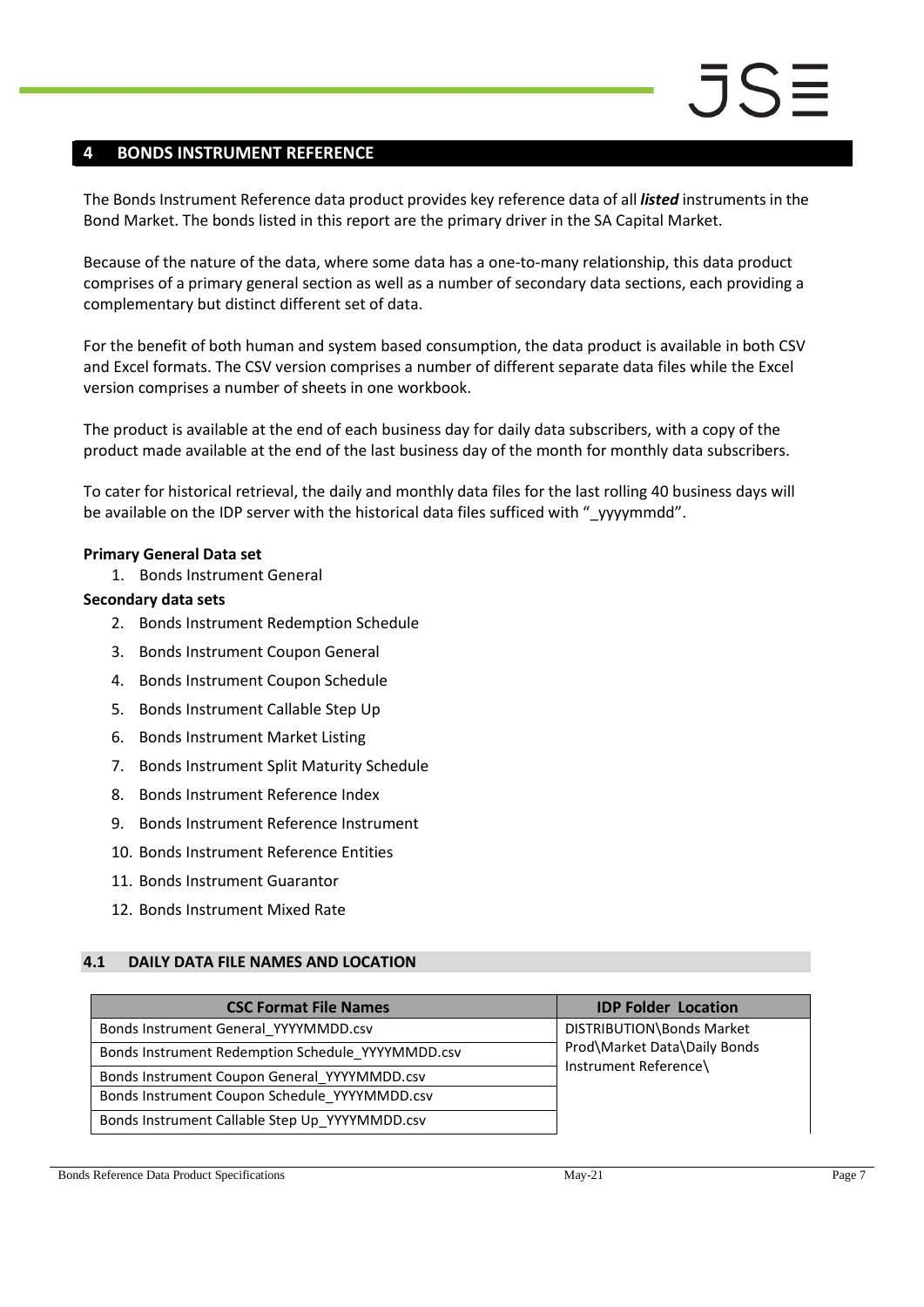# 4 BONDS INSTRUMENT REFERENCE

The Bonds Instrument Reference data product provides key reference data of all ***listed*** instruments in the Bond Market. The bonds listed in this report are the primary driver in the SA Capital Market.

Because of the nature of the data, where some data has a one-to-many relationship, this data product comprises of a primary general section as well as a number of secondary data sections, each providing a complementary but distinct different set of data.

For the benefit of both human and system based consumption, the data product is available in both CSV and Excel formats. The CSV version comprises a number of different separate data files while the Excel version comprises a number of sheets in one workbook.

The product is available at the end of each business day for daily data subscribers, with a copy of the product made available at the end of the last business day of the month for monthly data subscribers.

To cater for historical retrieval, the daily and monthly data files for the last rolling 40 business days will be available on the IDP server with the historical data files sufficed with "_yyyymmdd".

**Primary General Data set**

1. Bonds Instrument General

**Secondary data sets**

2. Bonds Instrument Redemption Schedule
3. Bonds Instrument Coupon General
4. Bonds Instrument Coupon Schedule
5. Bonds Instrument Callable Step Up
6. Bonds Instrument Market Listing
7. Bonds Instrument Split Maturity Schedule
8. Bonds Instrument Reference Index
9. Bonds Instrument Reference Instrument
10. Bonds Instrument Reference Entities
11. Bonds Instrument Guarantor
12. Bonds Instrument Mixed Rate

## 4.1 DAILY DATA FILE NAMES AND LOCATION

| CSC Format File Names | IDP Folder Location |
|---|---|
| Bonds Instrument General_YYYYMMDD.csv | DISTRIBUTION\Bonds Market Prod\Market Data\Daily Bonds Instrument Reference\ |
| Bonds Instrument Redemption Schedule_YYYYMMDD.csv | |
| Bonds Instrument Coupon General_YYYYMMDD.csv | |
| Bonds Instrument Coupon Schedule_YYYYMMDD.csv | |
| Bonds Instrument Callable Step Up_YYYYMMDD.csv | |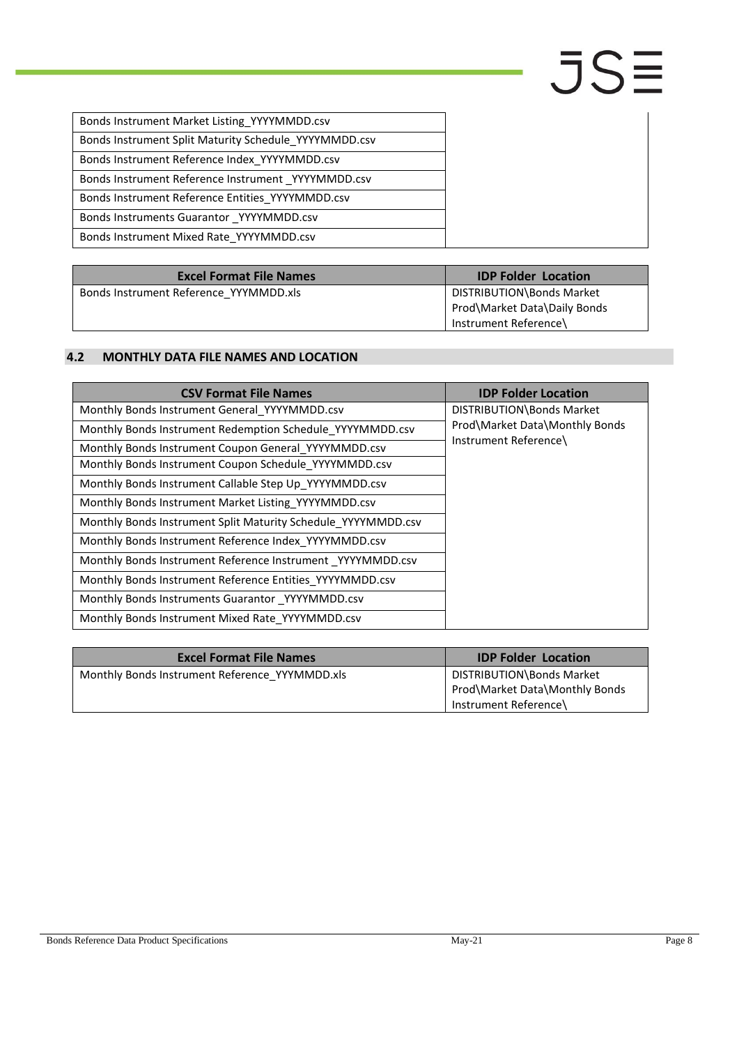| | |
|---|---|
| Bonds Instrument Market Listing_YYYYMMDD.csv | |
| Bonds Instrument Split Maturity Schedule_YYYYMMDD.csv | |
| Bonds Instrument Reference Index_YYYYMMDD.csv | |
| Bonds Instrument Reference Instrument _YYYYMMDD.csv | |
| Bonds Instrument Reference Entities_YYYYMMDD.csv | |
| Bonds Instruments Guarantor _YYYYMMDD.csv | |
| Bonds Instrument Mixed Rate_YYYYMMDD.csv | |

| Excel Format File Names | IDP Folder Location |
|---|---|
| Bonds Instrument Reference_YYYMMDD.xls | DISTRIBUTION\Bonds Market Prod\Market Data\Daily Bonds Instrument Reference\ |

## 4.2 MONTHLY DATA FILE NAMES AND LOCATION

| CSV Format File Names | IDP Folder Location |
|---|---|
| Monthly Bonds Instrument General_YYYYMMDD.csv | DISTRIBUTION\Bonds Market Prod\Market Data\Monthly Bonds Instrument Reference\ |
| Monthly Bonds Instrument Redemption Schedule_YYYYMMDD.csv | |
| Monthly Bonds Instrument Coupon General_YYYYMMDD.csv | |
| Monthly Bonds Instrument Coupon Schedule_YYYYMMDD.csv | |
| Monthly Bonds Instrument Callable Step Up_YYYYMMDD.csv | |
| Monthly Bonds Instrument Market Listing_YYYYMMDD.csv | |
| Monthly Bonds Instrument Split Maturity Schedule_YYYYMMDD.csv | |
| Monthly Bonds Instrument Reference Index_YYYYMMDD.csv | |
| Monthly Bonds Instrument Reference Instrument _YYYYMMDD.csv | |
| Monthly Bonds Instrument Reference Entities_YYYYMMDD.csv | |
| Monthly Bonds Instruments Guarantor _YYYYMMDD.csv | |
| Monthly Bonds Instrument Mixed Rate_YYYYMMDD.csv | |

| Excel Format File Names | IDP Folder Location |
|---|---|
| Monthly Bonds Instrument Reference_YYYMMDD.xls | DISTRIBUTION\Bonds Market Prod\Market Data\Monthly Bonds Instrument Reference\ |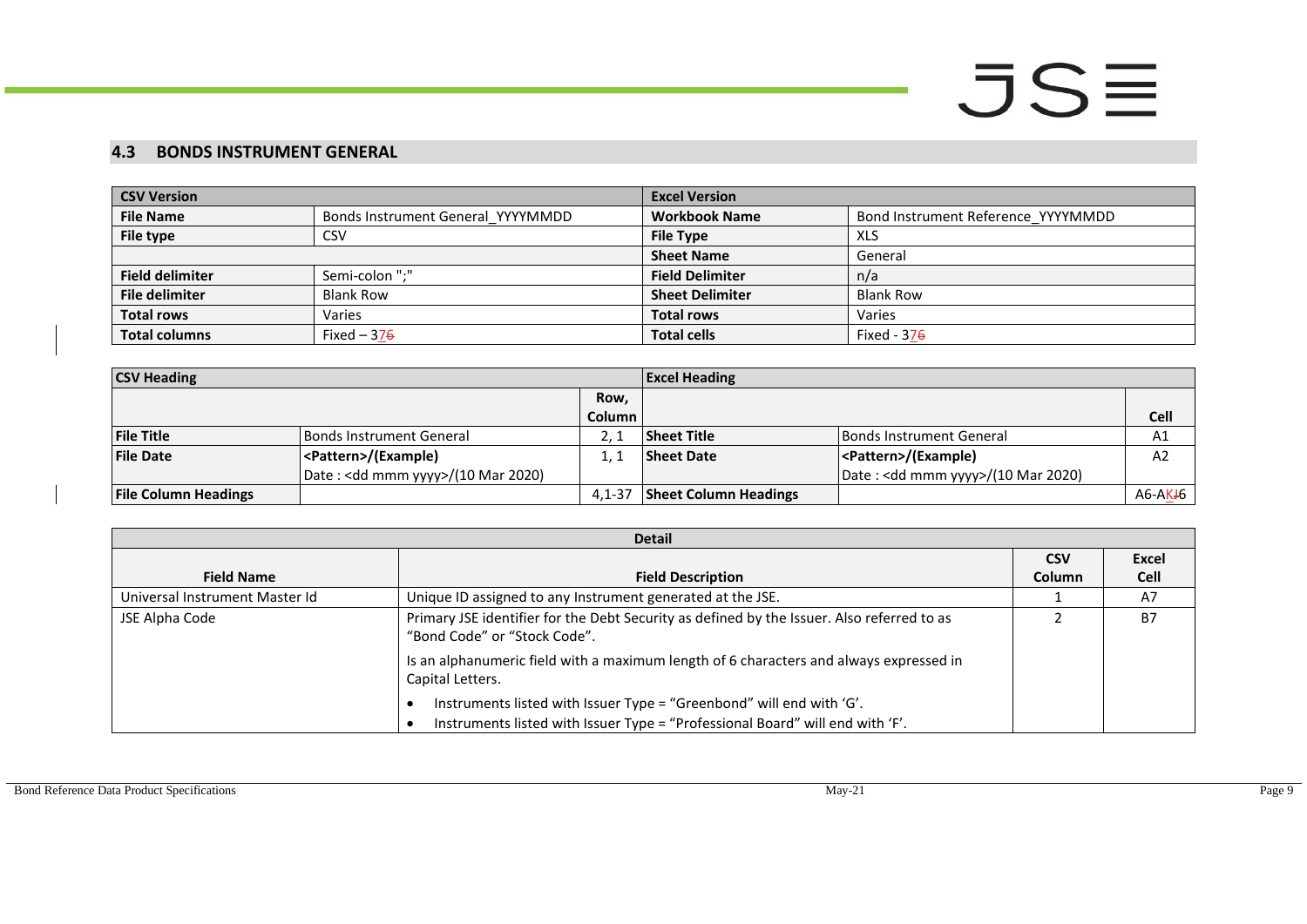## 4.3 BONDS INSTRUMENT GENERAL

| CSV Version | | Excel Version | |
|---|---|---|---|
| **File Name** | Bonds Instrument General_YYYYMMDD | **Workbook Name** | Bond Instrument Reference_YYYYMMDD |
| **File type** | CSV | **File Type** | XLS |
| | | **Sheet Name** | General |
| **Field delimiter** | Semi-colon ";" | **Field Delimiter** | n/a |
| **File delimiter** | Blank Row | **Sheet Delimiter** | Blank Row |
| **Total rows** | Varies | **Total rows** | Varies |
| **Total columns** | Fixed – 376 | **Total cells** | Fixed - 376 |

| CSV Heading | | | Excel Heading | | |
|---|---|---|---|---|---|
| | | **Row, Column** | | | **Cell** |
| **File Title** | Bonds Instrument General | 2, 1 | **Sheet Title** | Bonds Instrument General | A1 |
| **File Date** | **<Pattern>/(Example)** Date : <dd mmm yyyy>/(10 Mar 2020) | 1, 1 | **Sheet Date** | **<Pattern>/(Example)** Date : <dd mmm yyyy>/(10 Mar 2020) | A2 |
| **File Column Headings** | | 4,1-37 | **Sheet Column Headings** | | A6-AKJ6 |

| Detail | | | |
|---|---|---|---|
| **Field Name** | **Field Description** | **CSV Column** | **Excel Cell** |
| Universal Instrument Master Id | Unique ID assigned to any Instrument generated at the JSE. | 1 | A7 |
| JSE Alpha Code | Primary JSE identifier for the Debt Security as defined by the Issuer. Also referred to as "Bond Code" or "Stock Code".<br><br>Is an alphanumeric field with a maximum length of 6 characters and always expressed in Capital Letters.<br><br>• Instruments listed with Issuer Type = "Greenbond" will end with 'G'.<br>• Instruments listed with Issuer Type = "Professional Board" will end with 'F'. | 2 | B7 |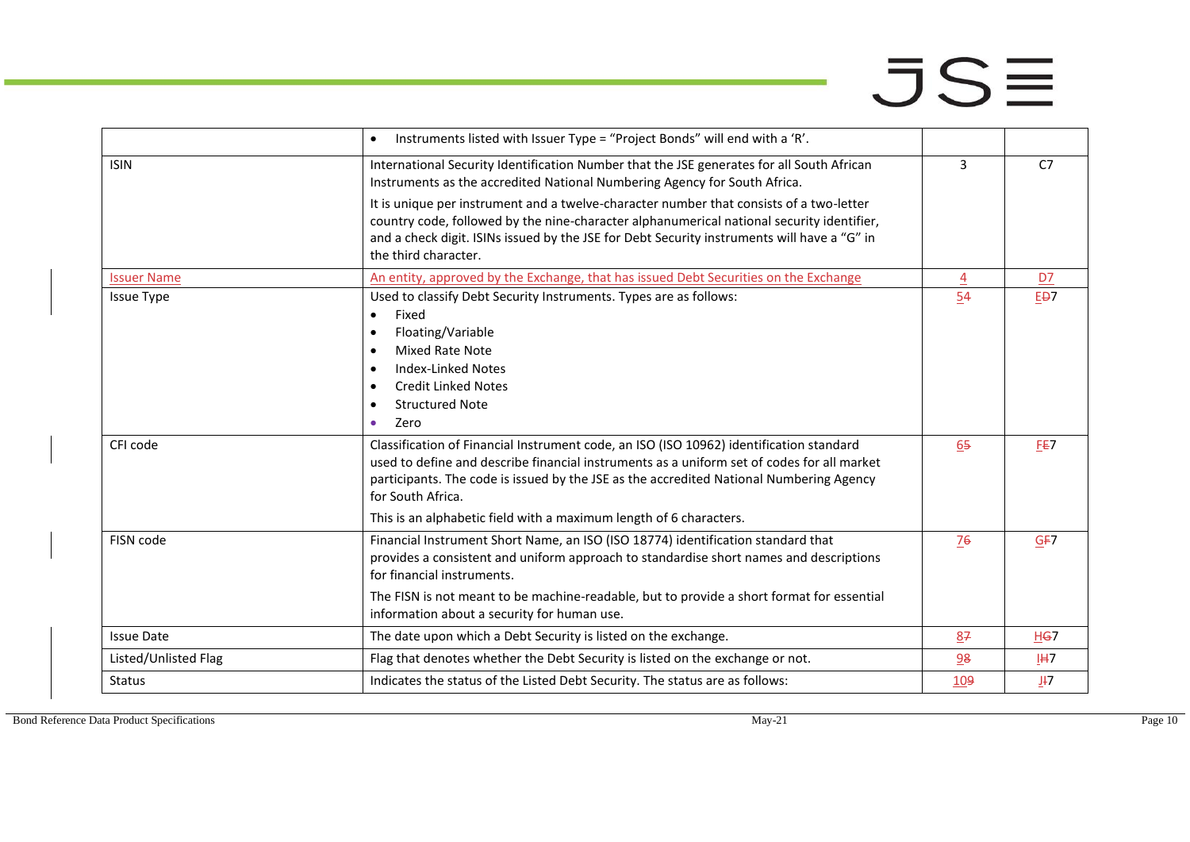| | • Instruments listed with Issuer Type = "Project Bonds" will end with a 'R'. | | |
|---|---|---|---|
| ISIN | International Security Identification Number that the JSE generates for all South African Instruments as the accredited National Numbering Agency for South Africa.<br><br>It is unique per instrument and a twelve-character number that consists of a two-letter country code, followed by the nine-character alphanumerical national security identifier, and a check digit. ISINs issued by the JSE for Debt Security instruments will have a "G" in the third character. | 3 | C7 |
| Issuer Name | An entity, approved by the Exchange, that has issued Debt Securities on the Exchange | 4 | D7 |
| Issue Type | Used to classify Debt Security Instruments. Types are as follows:<br>• Fixed<br>• Floating/Variable<br>• Mixed Rate Note<br>• Index-Linked Notes<br>• Credit Linked Notes<br>• Structured Note<br>• Zero | 54 | ED7 |
| CFI code | Classification of Financial Instrument code, an ISO (ISO 10962) identification standard used to define and describe financial instruments as a uniform set of codes for all market participants. The code is issued by the JSE as the accredited National Numbering Agency for South Africa.<br><br>This is an alphabetic field with a maximum length of 6 characters. | 65 | FE7 |
| FISN code | Financial Instrument Short Name, an ISO (ISO 18774) identification standard that provides a consistent and uniform approach to standardise short names and descriptions for financial instruments.<br><br>The FISN is not meant to be machine-readable, but to provide a short format for essential information about a security for human use. | 76 | GF7 |
| Issue Date | The date upon which a Debt Security is listed on the exchange. | 87 | HG7 |
| Listed/Unlisted Flag | Flag that denotes whether the Debt Security is listed on the exchange or not. | 98 | IH7 |
| Status | Indicates the status of the Listed Debt Security. The status are as follows: | 109 | JI7 |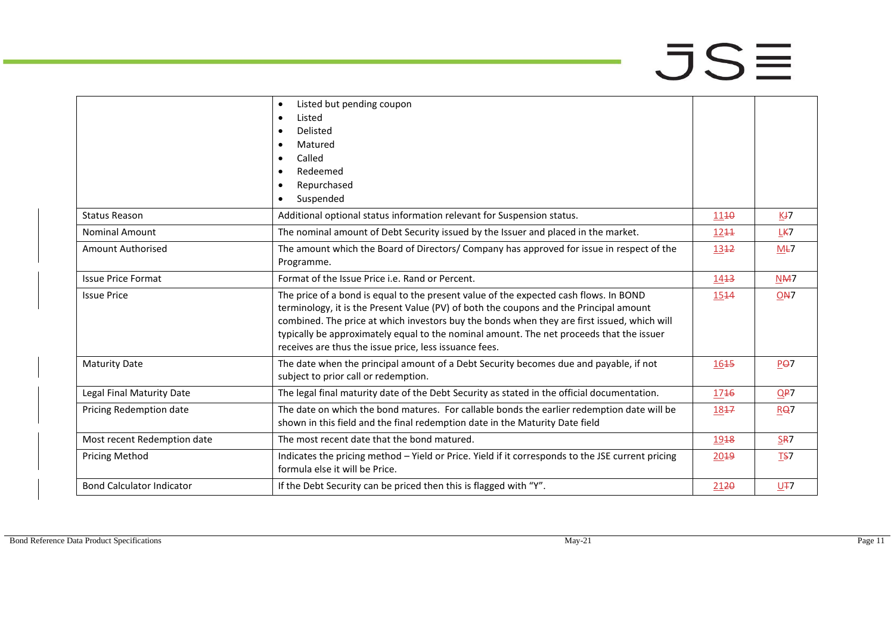| | • Listed but pending coupon<br>• Listed<br>• Delisted<br>• Matured<br>• Called<br>• Redeemed<br>• Repurchased<br>• Suspended | | |
|---|---|---|---|
| Status Reason | Additional optional status information relevant for Suspension status. | 11~~10~~ | K~~J~~7 |
| Nominal Amount | The nominal amount of Debt Security issued by the Issuer and placed in the market. | 12~~11~~ | L~~K~~7 |
| Amount Authorised | The amount which the Board of Directors/ Company has approved for issue in respect of the Programme. | 13~~12~~ | M~~L~~7 |
| Issue Price Format | Format of the Issue Price i.e. Rand or Percent. | 14~~13~~ | N~~M~~7 |
| Issue Price | The price of a bond is equal to the present value of the expected cash flows. In BOND terminology, it is the Present Value (PV) of both the coupons and the Principal amount combined. The price at which investors buy the bonds when they are first issued, which will typically be approximately equal to the nominal amount. The net proceeds that the issuer receives are thus the issue price, less issuance fees. | 15~~14~~ | O~~N~~7 |
| Maturity Date | The date when the principal amount of a Debt Security becomes due and payable, if not subject to prior call or redemption. | 16~~15~~ | P~~O~~7 |
| Legal Final Maturity Date | The legal final maturity date of the Debt Security as stated in the official documentation. | 17~~16~~ | Q~~P~~7 |
| Pricing Redemption date | The date on which the bond matures. For callable bonds the earlier redemption date will be shown in this field and the final redemption date in the Maturity Date field | 18~~17~~ | R~~Q~~7 |
| Most recent Redemption date | The most recent date that the bond matured. | 19~~18~~ | S~~R~~7 |
| Pricing Method | Indicates the pricing method – Yield or Price. Yield if it corresponds to the JSE current pricing formula else it will be Price. | 20~~19~~ | T~~S~~7 |
| Bond Calculator Indicator | If the Debt Security can be priced then this is flagged with "Y". | 21~~20~~ | U~~T~~7 |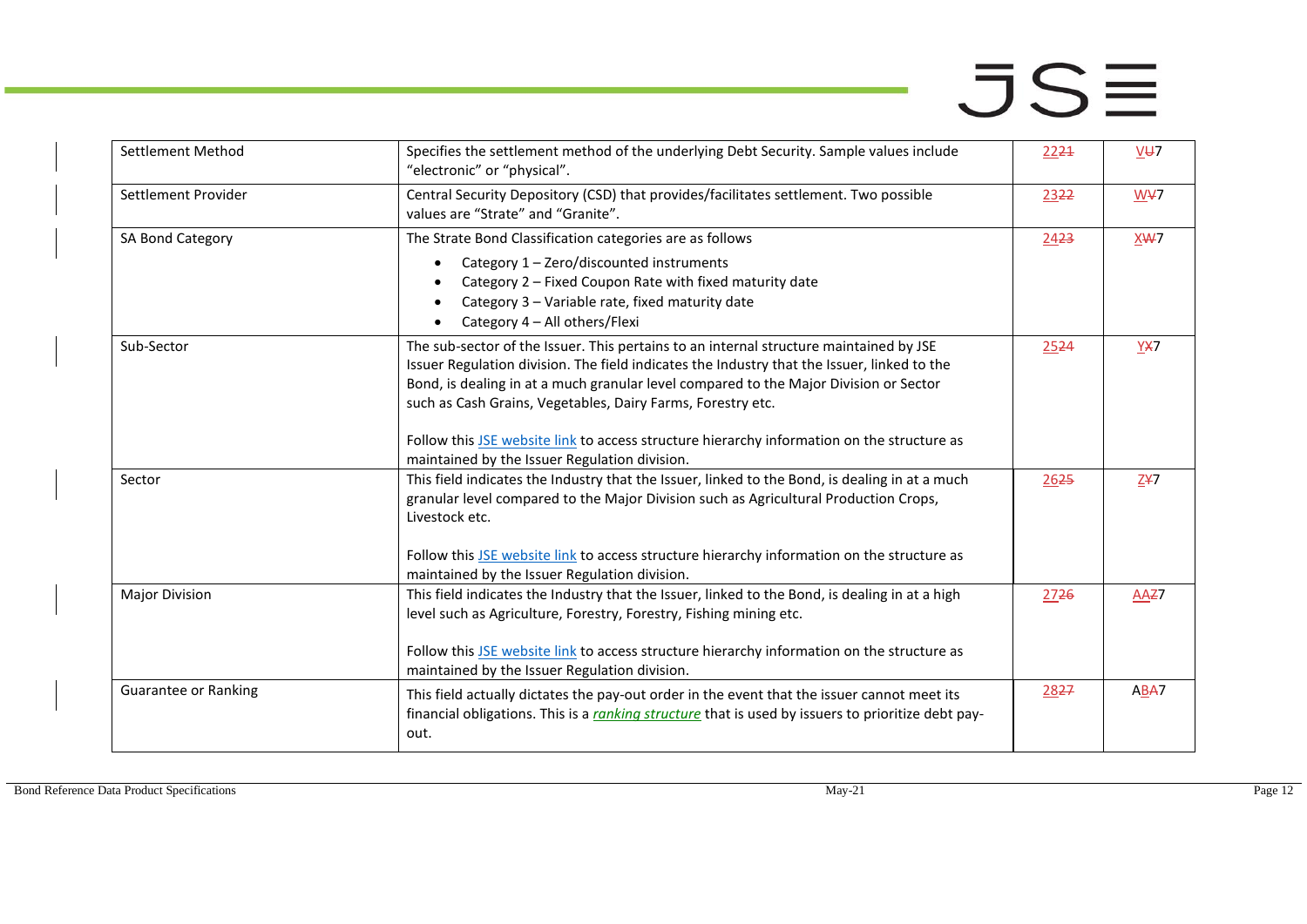| | | | |
|---|---|---|---|
| Settlement Method | Specifies the settlement method of the underlying Debt Security. Sample values include "electronic" or "physical". | 22~~21~~ | V~~U~~7 |
| Settlement Provider | Central Security Depository (CSD) that provides/facilitates settlement. Two possible values are "Strate" and "Granite". | 23~~22~~ | W~~V~~7 |
| SA Bond Category | The Strate Bond Classification categories are as follows<br>• Category 1 – Zero/discounted instruments<br>• Category 2 – Fixed Coupon Rate with fixed maturity date<br>• Category 3 – Variable rate, fixed maturity date<br>• Category 4 – All others/Flexi | 24~~23~~ | X~~W~~7 |
| Sub-Sector | The sub-sector of the Issuer. This pertains to an internal structure maintained by JSE Issuer Regulation division. The field indicates the Industry that the Issuer, linked to the Bond, is dealing in at a much granular level compared to the Major Division or Sector such as Cash Grains, Vegetables, Dairy Farms, Forestry etc.<br><br>Follow this [JSE website link]() to access structure hierarchy information on the structure as maintained by the Issuer Regulation division. | 25~~24~~ | Y~~X~~7 |
| Sector | This field indicates the Industry that the Issuer, linked to the Bond, is dealing in at a much granular level compared to the Major Division such as Agricultural Production Crops, Livestock etc.<br><br>Follow this [JSE website link]() to access structure hierarchy information on the structure as maintained by the Issuer Regulation division. | 26~~25~~ | Z~~Y~~7 |
| Major Division | This field indicates the Industry that the Issuer, linked to the Bond, is dealing in at a high level such as Agriculture, Forestry, Forestry, Fishing mining etc.<br><br>Follow this [JSE website link]() to access structure hierarchy information on the structure as maintained by the Issuer Regulation division. | 27~~26~~ | AA~~Z~~7 |
| Guarantee or Ranking | This field actually dictates the pay-out order in the event that the issuer cannot meet its financial obligations. This is a *ranking structure* that is used by issuers to prioritize debt pay-out. | 28~~27~~ | AB~~A~~7 |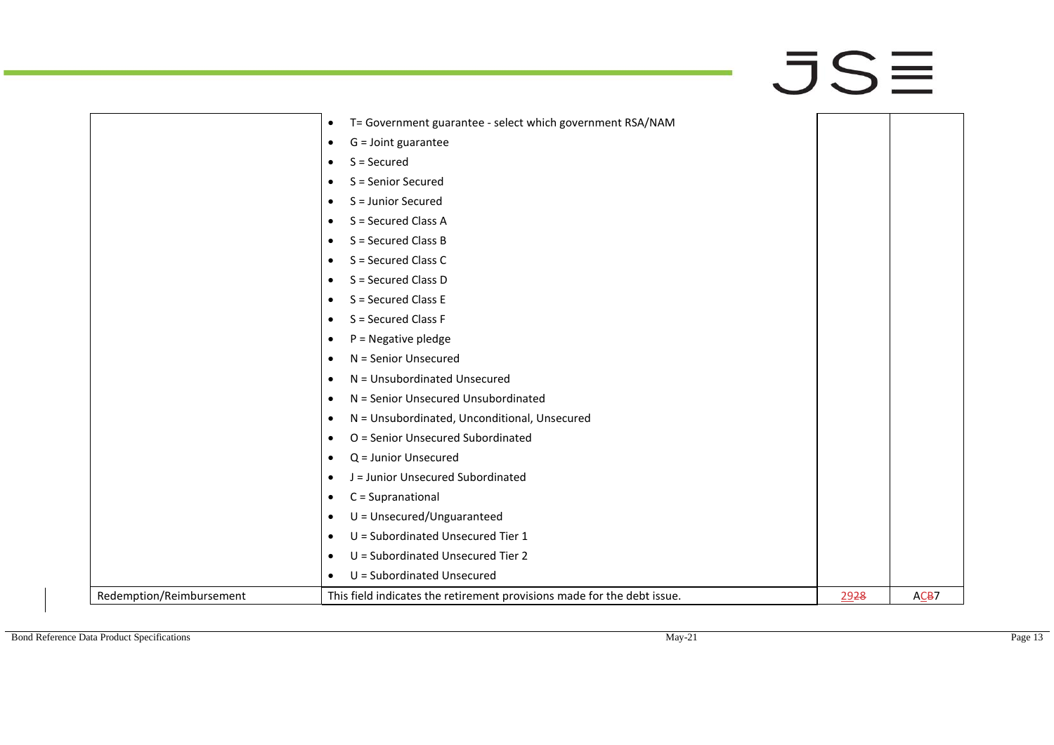| | | | |
|---|---|---|---|
| | • T= Government guarantee - select which government RSA/NAM<br>• G = Joint guarantee<br>• S = Secured<br>• S = Senior Secured<br>• S = Junior Secured<br>• S = Secured Class A<br>• S = Secured Class B<br>• S = Secured Class C<br>• S = Secured Class D<br>• S = Secured Class E<br>• S = Secured Class F<br>• P = Negative pledge<br>• N = Senior Unsecured<br>• N = Unsubordinated Unsecured<br>• N = Senior Unsecured Unsubordinated<br>• N = Unsubordinated, Unconditional, Unsecured<br>• O = Senior Unsecured Subordinated<br>• Q = Junior Unsecured<br>• J = Junior Unsecured Subordinated<br>• C = Supranational<br>• U = Unsecured/Unguaranteed<br>• U = Subordinated Unsecured Tier 1<br>• U = Subordinated Unsecured Tier 2<br>• U = Subordinated Unsecured | | |
| Redemption/Reimbursement | This field indicates the retirement provisions made for the debt issue. | ~~28~~ 29 | A~~B~~C7 |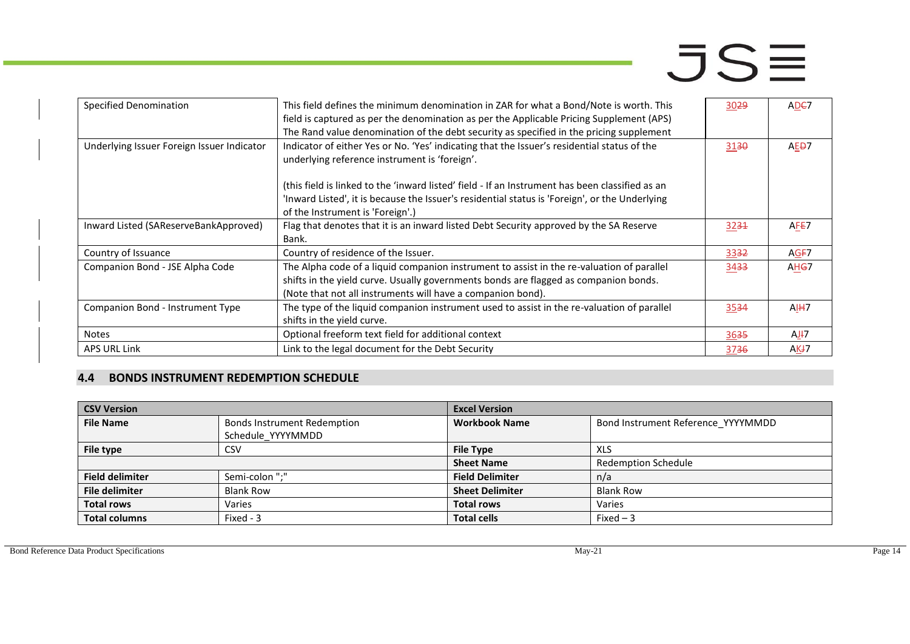| | | | |
|---|---|---|---|
| Specified Denomination | This field defines the minimum denomination in ZAR for what a Bond/Note is worth. This field is captured as per the denomination as per the Applicable Pricing Supplement (APS)<br>The Rand value denomination of the debt security as specified in the pricing supplement | 30~~29~~ | AD~~C~~7 |
| Underlying Issuer Foreign Issuer Indicator | Indicator of either Yes or No. 'Yes' indicating that the Issuer's residential status of the underlying reference instrument is 'foreign'.<br><br>(this field is linked to the 'inward listed' field - If an Instrument has been classified as an 'Inward Listed', it is because the Issuer's residential status is 'Foreign', or the Underlying of the Instrument is 'Foreign'.) | 31~~30~~ | AE~~D~~7 |
| Inward Listed (SAReserveBankApproved) | Flag that denotes that it is an inward listed Debt Security approved by the SA Reserve Bank. | 32~~31~~ | AF~~E~~7 |
| Country of Issuance | Country of residence of the Issuer. | 33~~32~~ | AG~~F~~7 |
| Companion Bond - JSE Alpha Code | The Alpha code of a liquid companion instrument to assist in the re-valuation of parallel shifts in the yield curve. Usually governments bonds are flagged as companion bonds. (Note that not all instruments will have a companion bond). | 34~~33~~ | AH~~G~~7 |
| Companion Bond - Instrument Type | The type of the liquid companion instrument used to assist in the re-valuation of parallel shifts in the yield curve. | 35~~34~~ | AI~~H~~7 |
| Notes | Optional freeform text field for additional context | 36~~35~~ | AJ~~I~~7 |
| APS URL Link | Link to the legal document for the Debt Security | 37~~36~~ | AK~~J~~7 |

## 4.4 BONDS INSTRUMENT REDEMPTION SCHEDULE

| **CSV Version** | | **Excel Version** | |
|---|---|---|---|
| **File Name** | Bonds Instrument Redemption Schedule_YYYYMMDD | **Workbook Name** | Bond Instrument Reference_YYYYMMDD |
| **File type** | CSV | **File Type** | XLS |
| | | **Sheet Name** | Redemption Schedule |
| **Field delimiter** | Semi-colon ";" | **Field Delimiter** | n/a |
| **File delimiter** | Blank Row | **Sheet Delimiter** | Blank Row |
| **Total rows** | Varies | **Total rows** | Varies |
| **Total columns** | Fixed - 3 | **Total cells** | Fixed – 3 |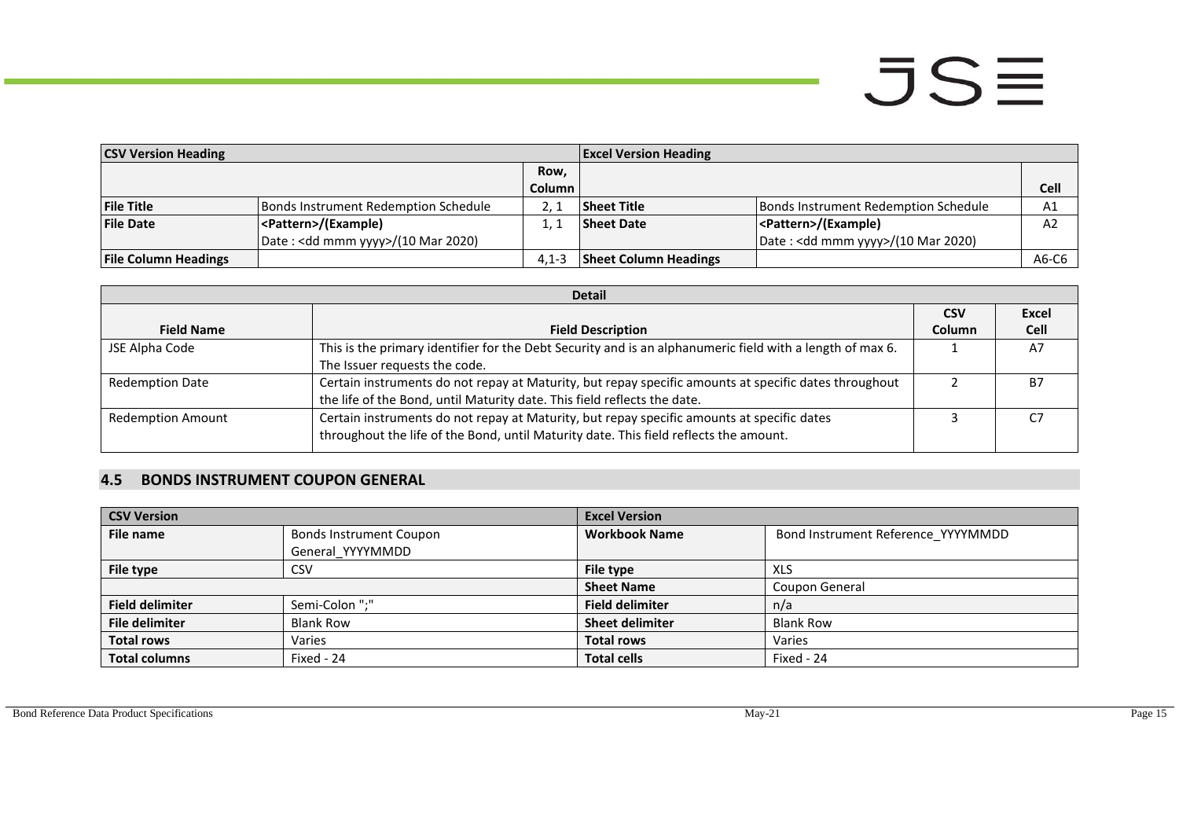| CSV Version Heading | | | Excel Version Heading | | |
|---|---|---|---|---|---|
| | | Row, Column | | | Cell |
| **File Title** | Bonds Instrument Redemption Schedule | 2, 1 | **Sheet Title** | Bonds Instrument Redemption Schedule | A1 |
| **File Date** | **<Pattern>/(Example)**<br>Date : <dd mmm yyyy>/(10 Mar 2020) | 1, 1 | **Sheet Date** | **<Pattern>/(Example)**<br>Date : <dd mmm yyyy>/(10 Mar 2020) | A2 |
| **File Column Headings** | | 4,1-3 | **Sheet Column Headings** | | A6-C6 |

| Detail | | | |
|---|---|---|---|
| **Field Name** | **Field Description** | **CSV Column** | **Excel Cell** |
| JSE Alpha Code | This is the primary identifier for the Debt Security and is an alphanumeric field with a length of max 6. The Issuer requests the code. | 1 | A7 |
| Redemption Date | Certain instruments do not repay at Maturity, but repay specific amounts at specific dates throughout the life of the Bond, until Maturity date. This field reflects the date. | 2 | B7 |
| Redemption Amount | Certain instruments do not repay at Maturity, but repay specific amounts at specific dates throughout the life of the Bond, until Maturity date. This field reflects the amount. | 3 | C7 |

## 4.5 BONDS INSTRUMENT COUPON GENERAL

| CSV Version | | Excel Version | |
|---|---|---|---|
| **File name** | Bonds Instrument Coupon General_YYYYMMDD | **Workbook Name** | Bond Instrument Reference_YYYYMMDD |
| **File type** | CSV | **File type** | XLS |
| | | **Sheet Name** | Coupon General |
| **Field delimiter** | Semi-Colon ";" | **Field delimiter** | n/a |
| **File delimiter** | Blank Row | **Sheet delimiter** | Blank Row |
| **Total rows** | Varies | **Total rows** | Varies |
| **Total columns** | Fixed - 24 | **Total cells** | Fixed - 24 |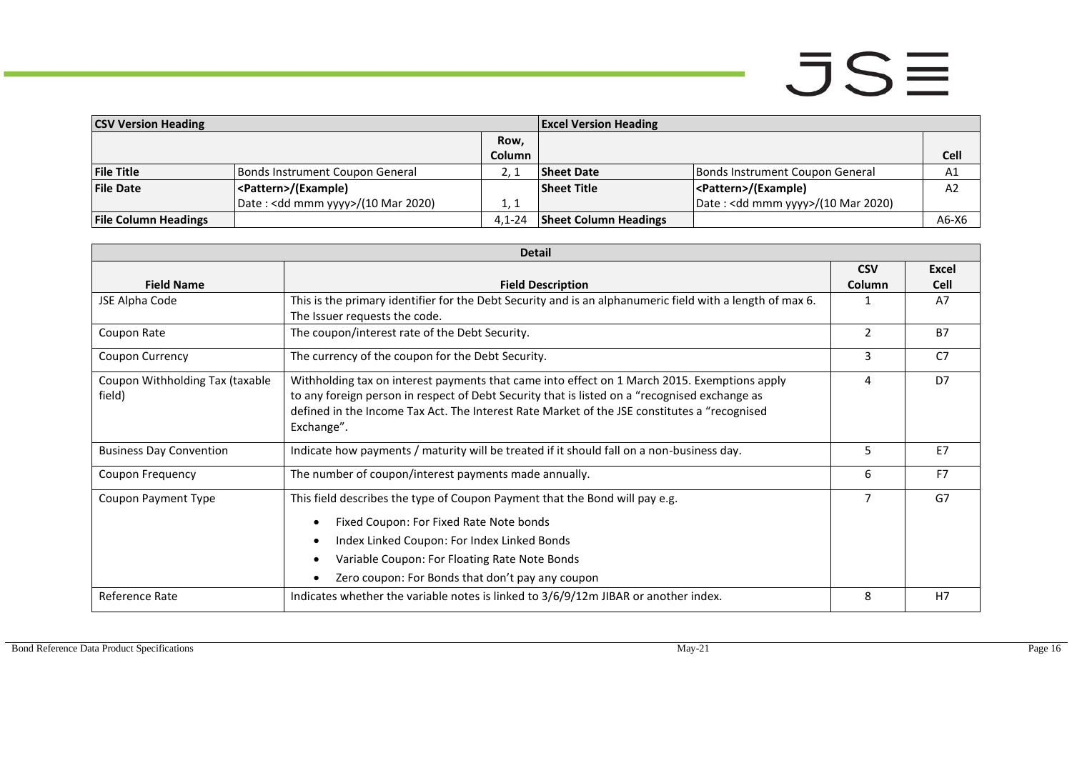| CSV Version Heading | | | Excel Version Heading | | |
|---|---|---|---|---|---|
| | | Row, Column | | | Cell |
| **File Title** | Bonds Instrument Coupon General | 2, 1 | **Sheet Date** | Bonds Instrument Coupon General | A1 |
| **File Date** | **<Pattern>/(Example)** Date : <dd mmm yyyy>/(10 Mar 2020) | 1, 1 | **Sheet Title** | **<Pattern>/(Example)** Date : <dd mmm yyyy>/(10 Mar 2020) | A2 |
| **File Column Headings** | | 4,1-24 | **Sheet Column Headings** | | A6-X6 |

| Detail | | | |
|---|---|---|---|
| **Field Name** | **Field Description** | **CSV Column** | **Excel Cell** |
| JSE Alpha Code | This is the primary identifier for the Debt Security and is an alphanumeric field with a length of max 6. The Issuer requests the code. | 1 | A7 |
| Coupon Rate | The coupon/interest rate of the Debt Security. | 2 | B7 |
| Coupon Currency | The currency of the coupon for the Debt Security. | 3 | C7 |
| Coupon Withholding Tax (taxable field) | Withholding tax on interest payments that came into effect on 1 March 2015. Exemptions apply to any foreign person in respect of Debt Security that is listed on a "recognised exchange as defined in the Income Tax Act. The Interest Rate Market of the JSE constitutes a "recognised Exchange". | 4 | D7 |
| Business Day Convention | Indicate how payments / maturity will be treated if it should fall on a non-business day. | 5 | E7 |
| Coupon Frequency | The number of coupon/interest payments made annually. | 6 | F7 |
| Coupon Payment Type | This field describes the type of Coupon Payment that the Bond will pay e.g.<br>• Fixed Coupon: For Fixed Rate Note bonds<br>• Index Linked Coupon: For Index Linked Bonds<br>• Variable Coupon: For Floating Rate Note Bonds<br>• Zero coupon: For Bonds that don't pay any coupon | 7 | G7 |
| Reference Rate | Indicates whether the variable notes is linked to 3/6/9/12m JIBAR or another index. | 8 | H7 |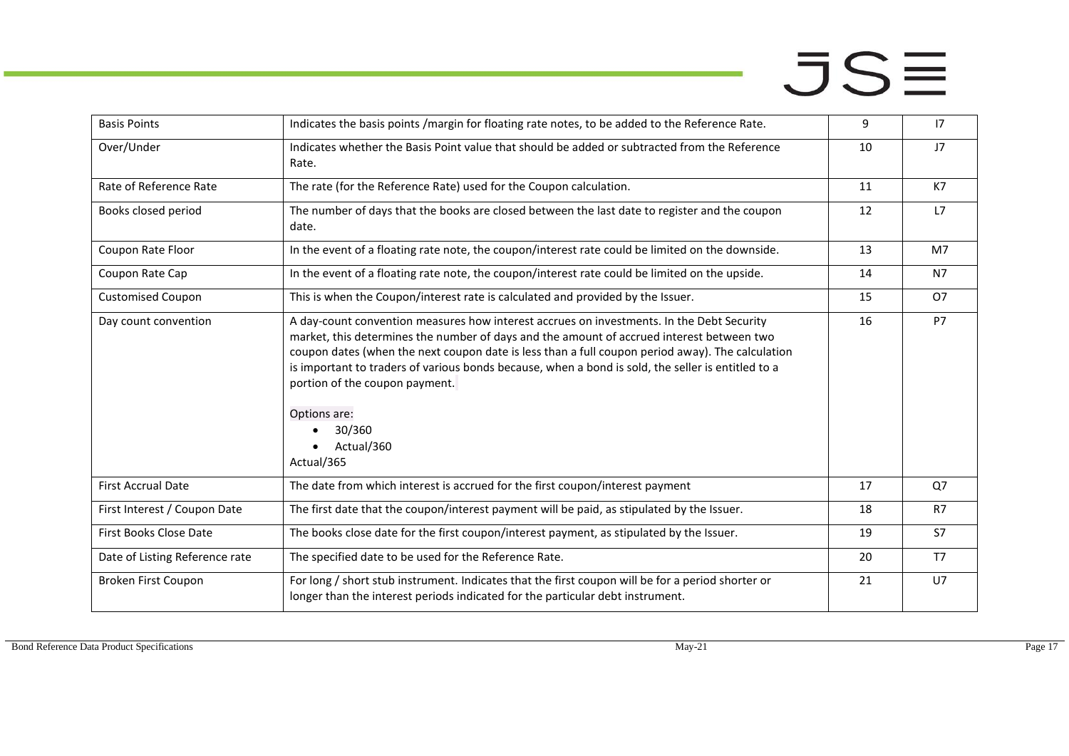| Basis Points | Indicates the basis points /margin for floating rate notes, to be added to the Reference Rate. | 9 | I7 |
|---|---|---|---|
| Over/Under | Indicates whether the Basis Point value that should be added or subtracted from the Reference Rate. | 10 | J7 |
| Rate of Reference Rate | The rate (for the Reference Rate) used for the Coupon calculation. | 11 | K7 |
| Books closed period | The number of days that the books are closed between the last date to register and the coupon date. | 12 | L7 |
| Coupon Rate Floor | In the event of a floating rate note, the coupon/interest rate could be limited on the downside. | 13 | M7 |
| Coupon Rate Cap | In the event of a floating rate note, the coupon/interest rate could be limited on the upside. | 14 | N7 |
| Customised Coupon | This is when the Coupon/interest rate is calculated and provided by the Issuer. | 15 | O7 |
| Day count convention | A day-count convention measures how interest accrues on investments. In the Debt Security market, this determines the number of days and the amount of accrued interest between two coupon dates (when the next coupon date is less than a full coupon period away). The calculation is important to traders of various bonds because, when a bond is sold, the seller is entitled to a portion of the coupon payment.<br><br>Options are:<br>• 30/360<br>• Actual/360<br>Actual/365 | 16 | P7 |
| First Accrual Date | The date from which interest is accrued for the first coupon/interest payment | 17 | Q7 |
| First Interest / Coupon Date | The first date that the coupon/interest payment will be paid, as stipulated by the Issuer. | 18 | R7 |
| First Books Close Date | The books close date for the first coupon/interest payment, as stipulated by the Issuer. | 19 | S7 |
| Date of Listing Reference rate | The specified date to be used for the Reference Rate. | 20 | T7 |
| Broken First Coupon | For long / short stub instrument. Indicates that the first coupon will be for a period shorter or longer than the interest periods indicated for the particular debt instrument. | 21 | U7 |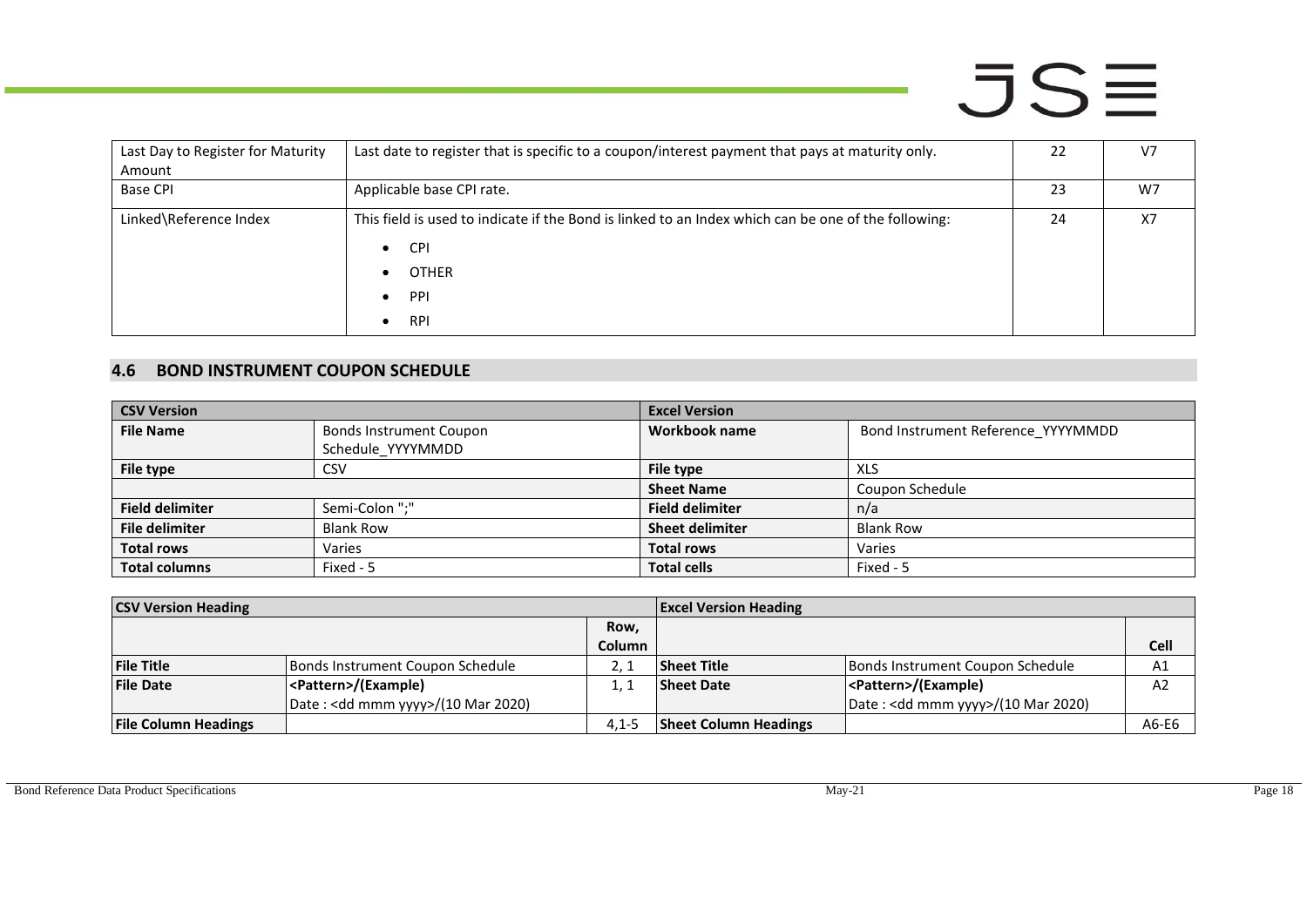| Last Day to Register for Maturity Amount | Last date to register that is specific to a coupon/interest payment that pays at maturity only. | 22 | V7 |
|---|---|---|---|
| Base CPI | Applicable base CPI rate. | 23 | W7 |
| Linked\Reference Index | This field is used to indicate if the Bond is linked to an Index which can be one of the following:<br>• CPI<br>• OTHER<br>• PPI<br>• RPI | 24 | X7 |

## 4.6 BOND INSTRUMENT COUPON SCHEDULE

| **CSV Version** | | **Excel Version** | |
|---|---|---|---|
| **File Name** | Bonds Instrument Coupon Schedule_YYYYMMDD | **Workbook name** | Bond Instrument Reference_YYYYMMDD |
| **File type** | CSV | **File type** | XLS |
| | | **Sheet Name** | Coupon Schedule |
| **Field delimiter** | Semi-Colon ";" | **Field delimiter** | n/a |
| **File delimiter** | Blank Row | **Sheet delimiter** | Blank Row |
| **Total rows** | Varies | **Total rows** | Varies |
| **Total columns** | Fixed - 5 | **Total cells** | Fixed - 5 |

| **CSV Version Heading** | | | **Excel Version Heading** | | |
|---|---|---|---|---|---|
| | | **Row, Column** | | | **Cell** |
| **File Title** | Bonds Instrument Coupon Schedule | 2, 1 | **Sheet Title** | Bonds Instrument Coupon Schedule | A1 |
| **File Date** | **<Pattern>/(Example)**<br>Date : <dd mmm yyyy>/(10 Mar 2020) | 1, 1 | **Sheet Date** | **<Pattern>/(Example)**<br>Date : <dd mmm yyyy>/(10 Mar 2020) | A2 |
| **File Column Headings** | | 4,1-5 | **Sheet Column Headings** | | A6-E6 |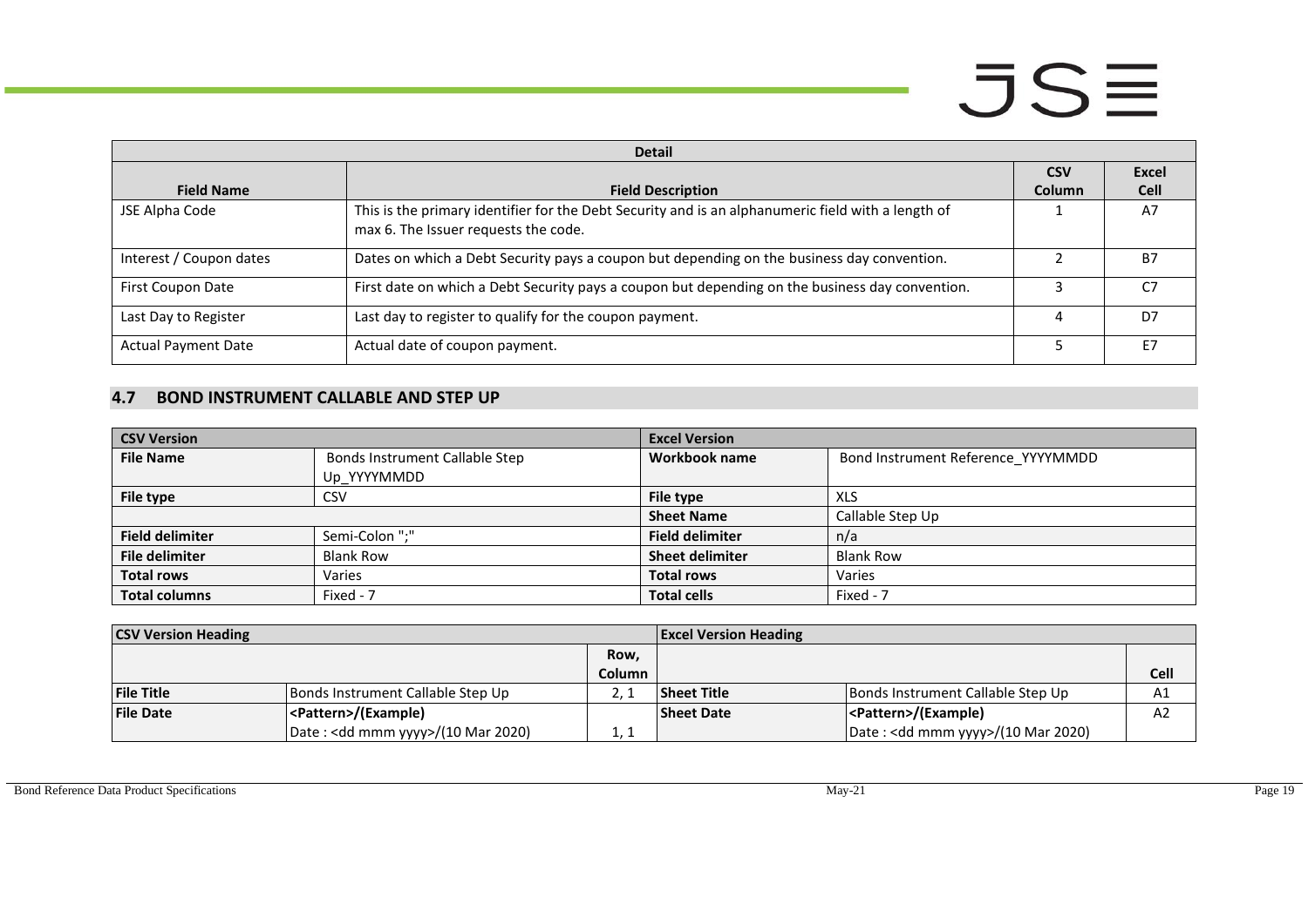| Detail | | | |
|---|---|---|---|
| **Field Name** | **Field Description** | **CSV Column** | **Excel Cell** |
| JSE Alpha Code | This is the primary identifier for the Debt Security and is an alphanumeric field with a length of max 6. The Issuer requests the code. | 1 | A7 |
| Interest / Coupon dates | Dates on which a Debt Security pays a coupon but depending on the business day convention. | 2 | B7 |
| First Coupon Date | First date on which a Debt Security pays a coupon but depending on the business day convention. | 3 | C7 |
| Last Day to Register | Last day to register to qualify for the coupon payment. | 4 | D7 |
| Actual Payment Date | Actual date of coupon payment. | 5 | E7 |

## 4.7 BOND INSTRUMENT CALLABLE AND STEP UP

| **CSV Version** | | **Excel Version** | |
|---|---|---|---|
| **File Name** | Bonds Instrument Callable Step Up_YYYYMMDD | **Workbook name** | Bond Instrument Reference_YYYYMMDD |
| **File type** | CSV | **File type** | XLS |
| | | **Sheet Name** | Callable Step Up |
| **Field delimiter** | Semi-Colon ";" | **Field delimiter** | n/a |
| **File delimiter** | Blank Row | **Sheet delimiter** | Blank Row |
| **Total rows** | Varies | **Total rows** | Varies |
| **Total columns** | Fixed - 7 | **Total cells** | Fixed - 7 |

| **CSV Version Heading** | | | **Excel Version Heading** | | |
|---|---|---|---|---|---|
| | | **Row, Column** | | | **Cell** |
| **File Title** | Bonds Instrument Callable Step Up | 2, 1 | **Sheet Title** | Bonds Instrument Callable Step Up | A1 |
| **File Date** | **<Pattern>/(Example)** Date : <dd mmm yyyy>/(10 Mar 2020) | 1, 1 | **Sheet Date** | **<Pattern>/(Example)** Date : <dd mmm yyyy>/(10 Mar 2020) | A2 |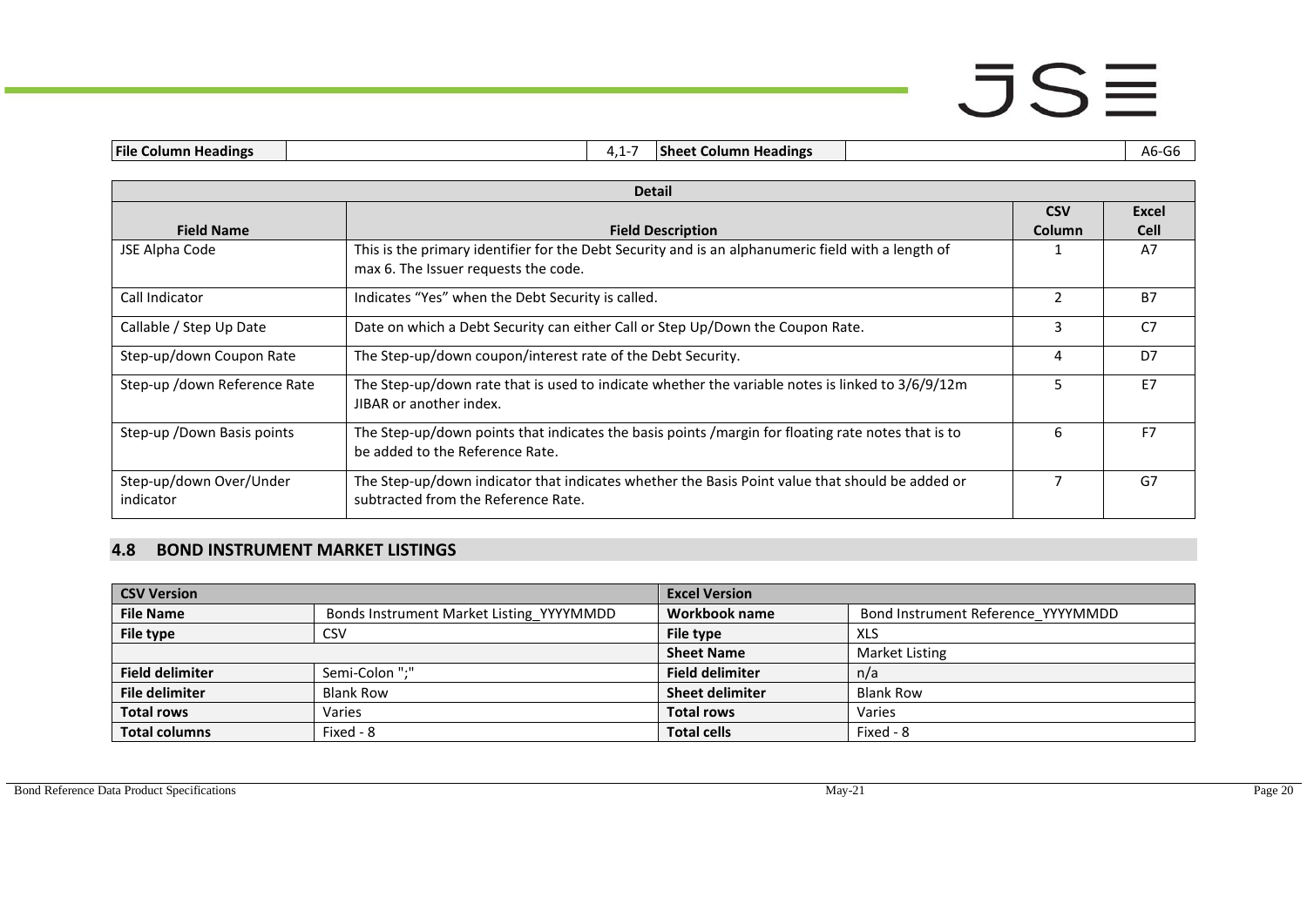| File Column Headings | | 4,1-7 | Sheet Column Headings | | A6-G6 |
|---|---|---|---|---|---|

| Detail | | | |
|---|---|---|---|
| **Field Name** | **Field Description** | **CSV Column** | **Excel Cell** |
| JSE Alpha Code | This is the primary identifier for the Debt Security and is an alphanumeric field with a length of max 6. The Issuer requests the code. | 1 | A7 |
| Call Indicator | Indicates "Yes" when the Debt Security is called. | 2 | B7 |
| Callable / Step Up Date | Date on which a Debt Security can either Call or Step Up/Down the Coupon Rate. | 3 | C7 |
| Step-up/down Coupon Rate | The Step-up/down coupon/interest rate of the Debt Security. | 4 | D7 |
| Step-up /down Reference Rate | The Step-up/down rate that is used to indicate whether the variable notes is linked to 3/6/9/12m JIBAR or another index. | 5 | E7 |
| Step-up /Down Basis points | The Step-up/down points that indicates the basis points /margin for floating rate notes that is to be added to the Reference Rate. | 6 | F7 |
| Step-up/down Over/Under indicator | The Step-up/down indicator that indicates whether the Basis Point value that should be added or subtracted from the Reference Rate. | 7 | G7 |

## 4.8 BOND INSTRUMENT MARKET LISTINGS

| CSV Version | | Excel Version | |
|---|---|---|---|
| **File Name** | Bonds Instrument Market Listing_YYYYMMDD | **Workbook name** | Bond Instrument Reference_YYYYMMDD |
| **File type** | CSV | **File type** | XLS |
| | | **Sheet Name** | Market Listing |
| **Field delimiter** | Semi-Colon ";" | **Field delimiter** | n/a |
| **File delimiter** | Blank Row | **Sheet delimiter** | Blank Row |
| **Total rows** | Varies | **Total rows** | Varies |
| **Total columns** | Fixed - 8 | **Total cells** | Fixed - 8 |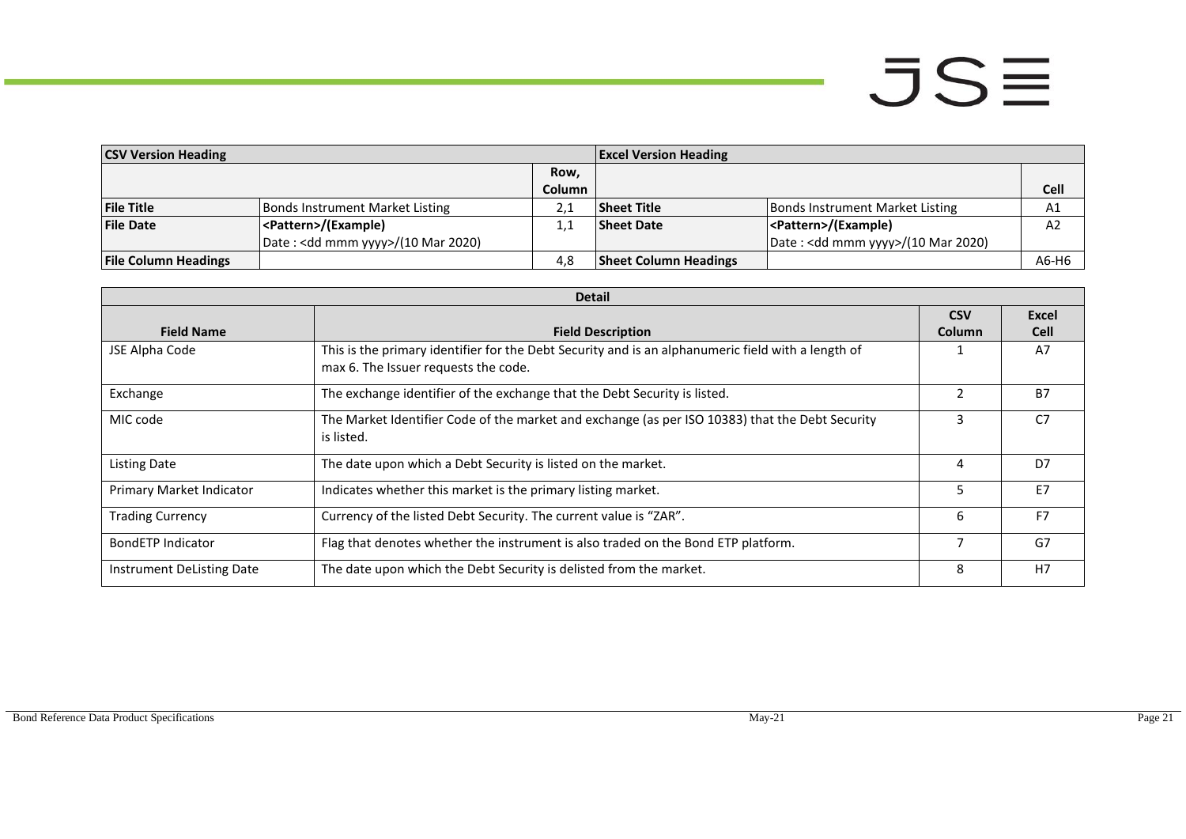| CSV Version Heading | | | Excel Version Heading | | |
|---|---|---|---|---|---|
| | | Row, Column | | | Cell |
| **File Title** | Bonds Instrument Market Listing | 2,1 | **Sheet Title** | Bonds Instrument Market Listing | A1 |
| **File Date** | **<Pattern>/(Example)**<br>Date : <dd mmm yyyy>/(10 Mar 2020) | 1,1 | **Sheet Date** | **<Pattern>/(Example)**<br>Date : <dd mmm yyyy>/(10 Mar 2020) | A2 |
| **File Column Headings** | | 4,8 | **Sheet Column Headings** | | A6-H6 |

| Detail | | | |
|---|---|---|---|
| **Field Name** | **Field Description** | **CSV Column** | **Excel Cell** |
| JSE Alpha Code | This is the primary identifier for the Debt Security and is an alphanumeric field with a length of max 6. The Issuer requests the code. | 1 | A7 |
| Exchange | The exchange identifier of the exchange that the Debt Security is listed. | 2 | B7 |
| MIC code | The Market Identifier Code of the market and exchange (as per ISO 10383) that the Debt Security is listed. | 3 | C7 |
| Listing Date | The date upon which a Debt Security is listed on the market. | 4 | D7 |
| Primary Market Indicator | Indicates whether this market is the primary listing market. | 5 | E7 |
| Trading Currency | Currency of the listed Debt Security. The current value is "ZAR". | 6 | F7 |
| BondETP Indicator | Flag that denotes whether the instrument is also traded on the Bond ETP platform. | 7 | G7 |
| Instrument DeListing Date | The date upon which the Debt Security is delisted from the market. | 8 | H7 |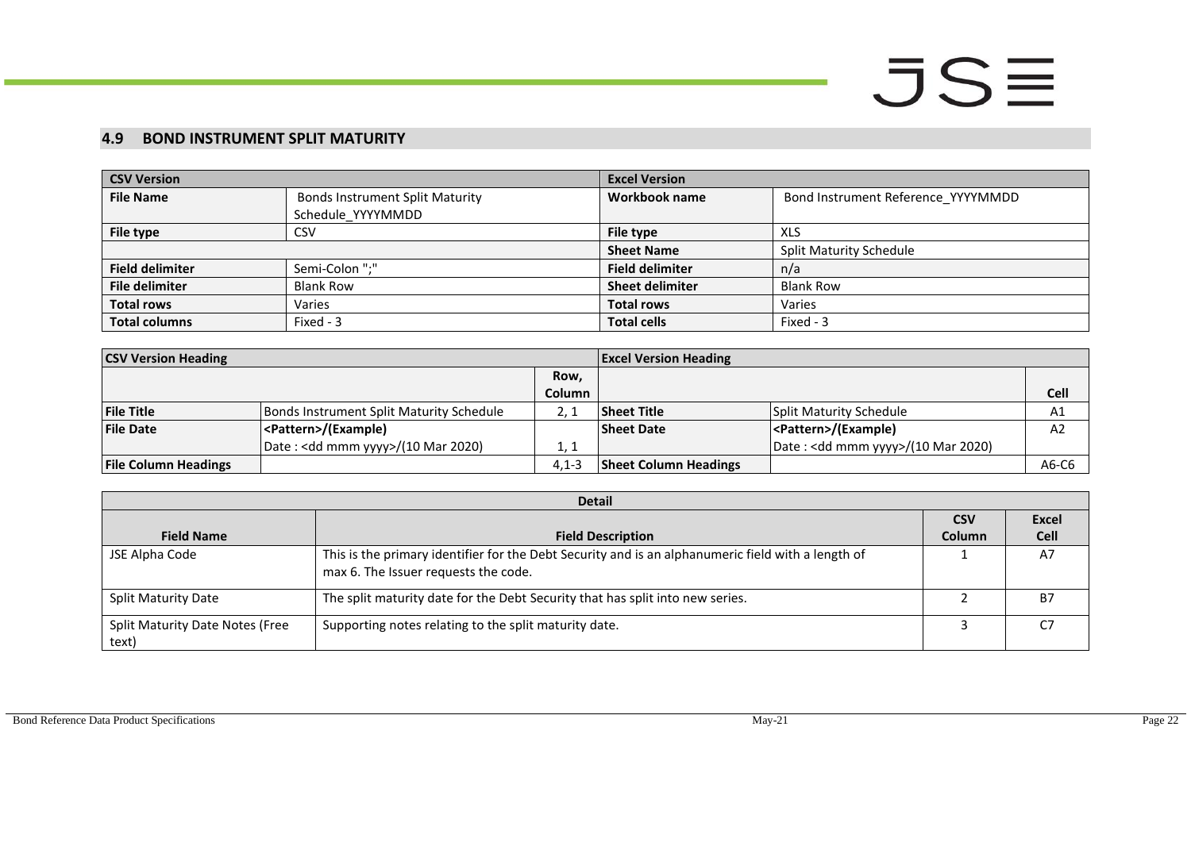## 4.9 BOND INSTRUMENT SPLIT MATURITY

| CSV Version | | Excel Version | |
|---|---|---|---|
| **File Name** | Bonds Instrument Split Maturity Schedule_YYYYMMDD | **Workbook name** | Bond Instrument Reference_YYYYMMDD |
| **File type** | CSV | **File type** | XLS |
| | | **Sheet Name** | Split Maturity Schedule |
| **Field delimiter** | Semi-Colon ";" | **Field delimiter** | n/a |
| **File delimiter** | Blank Row | **Sheet delimiter** | Blank Row |
| **Total rows** | Varies | **Total rows** | Varies |
| **Total columns** | Fixed - 3 | **Total cells** | Fixed - 3 |

| CSV Version Heading | | | Excel Version Heading | | |
|---|---|---|---|---|---|
| | | **Row, Column** | | | **Cell** |
| **File Title** | Bonds Instrument Split Maturity Schedule | 2, 1 | **Sheet Title** | Split Maturity Schedule | A1 |
| **File Date** | **<Pattern>/(Example)** Date : <dd mmm yyyy>/(10 Mar 2020) | 1, 1 | **Sheet Date** | **<Pattern>/(Example)** Date : <dd mmm yyyy>/(10 Mar 2020) | A2 |
| **File Column Headings** | | 4,1-3 | **Sheet Column Headings** | | A6-C6 |

| Detail | | | |
|---|---|---|---|
| **Field Name** | **Field Description** | **CSV Column** | **Excel Cell** |
| JSE Alpha Code | This is the primary identifier for the Debt Security and is an alphanumeric field with a length of max 6. The Issuer requests the code. | 1 | A7 |
| Split Maturity Date | The split maturity date for the Debt Security that has split into new series. | 2 | B7 |
| Split Maturity Date Notes (Free text) | Supporting notes relating to the split maturity date. | 3 | C7 |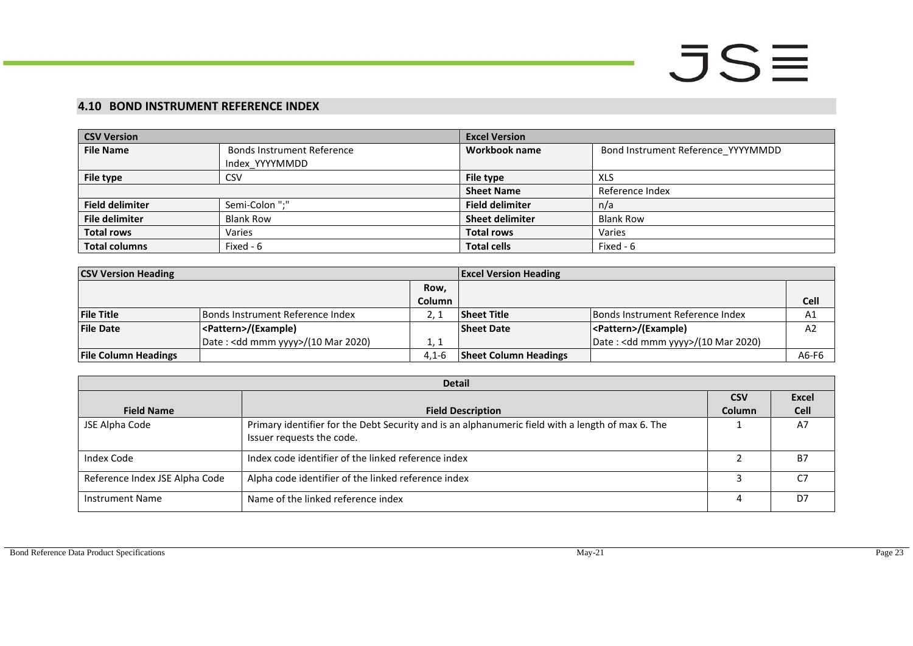## 4.10 BOND INSTRUMENT REFERENCE INDEX

| CSV Version | | Excel Version | |
|---|---|---|---|
| **File Name** | Bonds Instrument Reference Index_YYYYMMDD | **Workbook name** | Bond Instrument Reference_YYYYMMDD |
| **File type** | CSV | **File type** | XLS |
| | | **Sheet Name** | Reference Index |
| **Field delimiter** | Semi-Colon ";" | **Field delimiter** | n/a |
| **File delimiter** | Blank Row | **Sheet delimiter** | Blank Row |
| **Total rows** | Varies | **Total rows** | Varies |
| **Total columns** | Fixed - 6 | **Total cells** | Fixed - 6 |

| CSV Version Heading | | | Excel Version Heading | | |
|---|---|---|---|---|---|
| | | **Row, Column** | | | **Cell** |
| **File Title** | Bonds Instrument Reference Index | 2, 1 | **Sheet Title** | Bonds Instrument Reference Index | A1 |
| **File Date** | **<Pattern>/(Example)** Date : <dd mmm yyyy>/(10 Mar 2020) | 1, 1 | **Sheet Date** | **<Pattern>/(Example)** Date : <dd mmm yyyy>/(10 Mar 2020) | A2 |
| **File Column Headings** | | 4,1-6 | **Sheet Column Headings** | | A6-F6 |

| Detail | | | |
|---|---|---|---|
| **Field Name** | **Field Description** | **CSV Column** | **Excel Cell** |
| JSE Alpha Code | Primary identifier for the Debt Security and is an alphanumeric field with a length of max 6. The Issuer requests the code. | 1 | A7 |
| Index Code | Index code identifier of the linked reference index | 2 | B7 |
| Reference Index JSE Alpha Code | Alpha code identifier of the linked reference index | 3 | C7 |
| Instrument Name | Name of the linked reference index | 4 | D7 |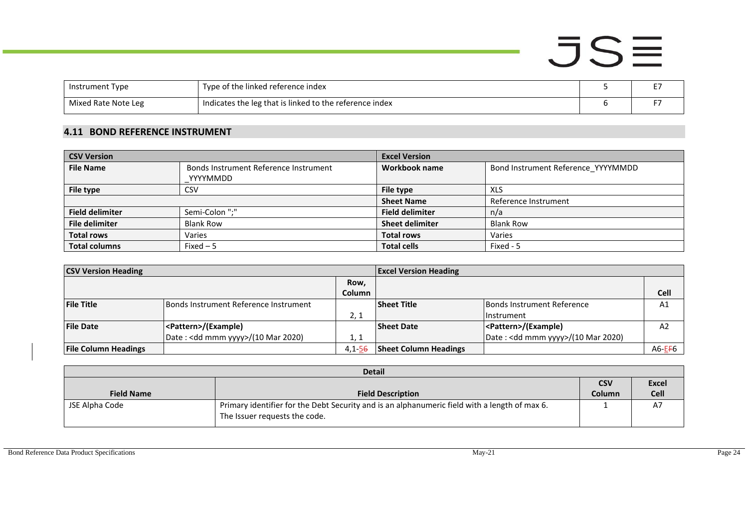| | | | |
|---|---|---|---|
| Instrument Type | Type of the linked reference index | 5 | E7 |
| Mixed Rate Note Leg | Indicates the leg that is linked to the reference index | 6 | F7 |

## 4.11 BOND REFERENCE INSTRUMENT

| CSV Version | | Excel Version | |
|---|---|---|---|
| **File Name** | Bonds Instrument Reference Instrument _YYYYMMDD | **Workbook name** | Bond Instrument Reference_YYYYMMDD |
| **File type** | CSV | **File type** | XLS |
| | | **Sheet Name** | Reference Instrument |
| **Field delimiter** | Semi-Colon ";" | **Field delimiter** | n/a |
| **File delimiter** | Blank Row | **Sheet delimiter** | Blank Row |
| **Total rows** | Varies | **Total rows** | Varies |
| **Total columns** | Fixed – 5 | **Total cells** | Fixed - 5 |

| CSV Version Heading | | | Excel Version Heading | | |
|---|---|---|---|---|---|
| | | **Row, Column** | | | **Cell** |
| **File Title** | Bonds Instrument Reference Instrument | 2, 1 | **Sheet Title** | Bonds Instrument Reference Instrument | A1 |
| **File Date** | **<Pattern>/(Example)** Date : <dd mmm yyyy>/(10 Mar 2020) | 1, 1 | **Sheet Date** | **<Pattern>/(Example)** Date : <dd mmm yyyy>/(10 Mar 2020) | A2 |
| **File Column Headings** | | 4,1-56 | **Sheet Column Headings** | | A6-EF6 |

| Detail | | | |
|---|---|---|---|
| **Field Name** | **Field Description** | **CSV Column** | **Excel Cell** |
| JSE Alpha Code | Primary identifier for the Debt Security and is an alphanumeric field with a length of max 6. The Issuer requests the code. | 1 | A7 |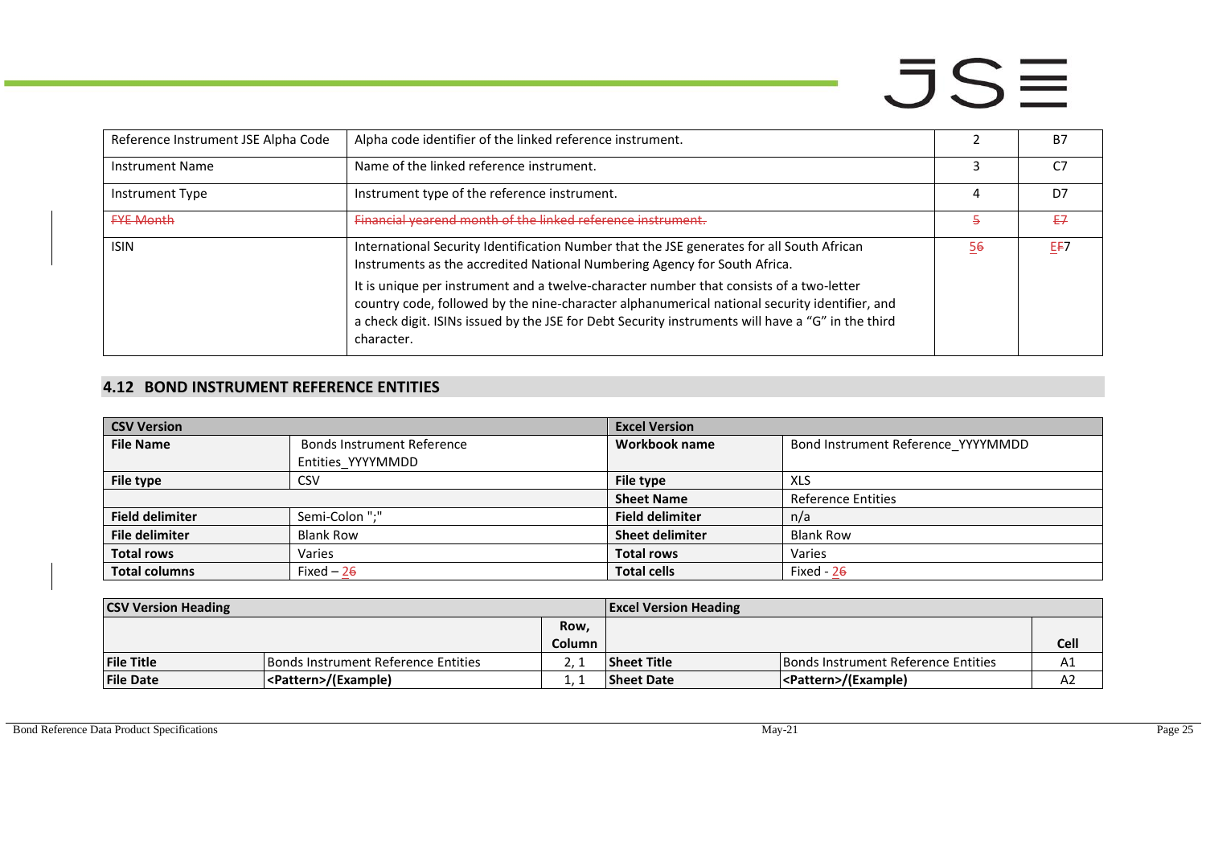| | | | |
|---|---|---|---|
| Reference Instrument JSE Alpha Code | Alpha code identifier of the linked reference instrument. | 2 | B7 |
| Instrument Name | Name of the linked reference instrument. | 3 | C7 |
| Instrument Type | Instrument type of the reference instrument. | 4 | D7 |
| ~~FYE Month~~ | ~~Financial yearend month of the linked reference instrument.~~ | ~~5~~ | ~~E7~~ |
| ISIN | International Security Identification Number that the JSE generates for all South African Instruments as the accredited National Numbering Agency for South Africa. It is unique per instrument and a twelve-character number that consists of a two-letter country code, followed by the nine-character alphanumerical national security identifier, and a check digit. ISINs issued by the JSE for Debt Security instruments will have a "G" in the third character. | 5~~6~~ | E~~F~~7 |

## 4.12 BOND INSTRUMENT REFERENCE ENTITIES

| CSV Version | | Excel Version | |
|---|---|---|---|
| **File Name** | Bonds Instrument Reference Entities_YYYYMMDD | **Workbook name** | Bond Instrument Reference_YYYYMMDD |
| **File type** | CSV | **File type** | XLS |
| | | **Sheet Name** | Reference Entities |
| **Field delimiter** | Semi-Colon ";" | **Field delimiter** | n/a |
| **File delimiter** | Blank Row | **Sheet delimiter** | Blank Row |
| **Total rows** | Varies | **Total rows** | Varies |
| **Total columns** | Fixed – 2~~6~~ | **Total cells** | Fixed - 2~~6~~ |

| CSV Version Heading | | | Excel Version Heading | | |
|---|---|---|---|---|---|
| | | **Row, Column** | | | **Cell** |
| **File Title** | Bonds Instrument Reference Entities | 2, 1 | **Sheet Title** | Bonds Instrument Reference Entities | A1 |
| **File Date** | **<Pattern>/(Example)** | 1, 1 | **Sheet Date** | **<Pattern>/(Example)** | A2 |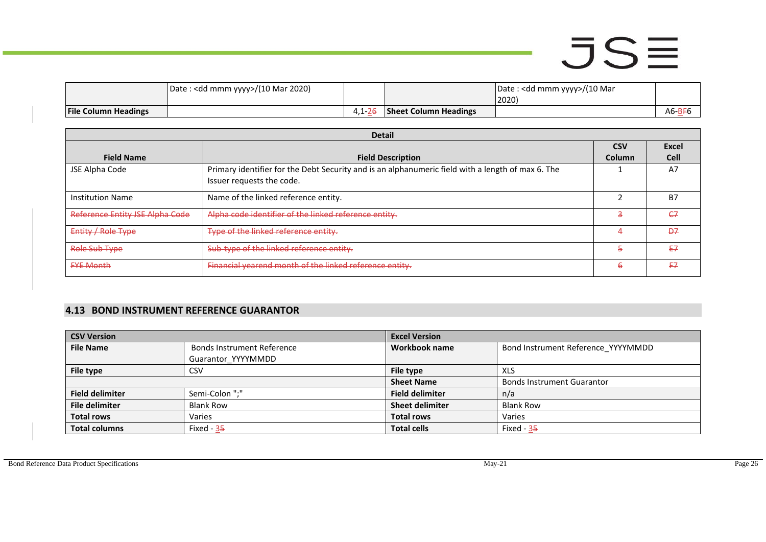| | Date : <dd mmm yyyy>/(10 Mar 2020) | | | Date : <dd mmm yyyy>/(10 Mar 2020) | |
|---|---|---|---|---|---|
| **File Column Headings** | | 4,1-~~2~~6 | **Sheet Column Headings** | | A6-~~B~~F6 |

| Detail | | | |
|---|---|---|---|
| **Field Name** | **Field Description** | **CSV Column** | **Excel Cell** |
| JSE Alpha Code | Primary identifier for the Debt Security and is an alphanumeric field with a length of max 6. The Issuer requests the code. | 1 | A7 |
| Institution Name | Name of the linked reference entity. | 2 | B7 |
| ~~Reference Entity JSE Alpha Code~~ | ~~Alpha code identifier of the linked reference entity.~~ | ~~3~~ | ~~C7~~ |
| ~~Entity / Role Type~~ | ~~Type of the linked reference entity.~~ | ~~4~~ | ~~D7~~ |
| ~~Role Sub Type~~ | ~~Sub-type of the linked reference entity.~~ | ~~5~~ | ~~E7~~ |
| ~~FYE Month~~ | ~~Financial yearend month of the linked reference entity.~~ | ~~6~~ | ~~F7~~ |

## 4.13 BOND INSTRUMENT REFERENCE GUARANTOR

| **CSV Version** | | **Excel Version** | |
|---|---|---|---|
| **File Name** | Bonds Instrument Reference Guarantor_YYYYMMDD | **Workbook name** | Bond Instrument Reference_YYYYMMDD |
| **File type** | CSV | **File type** | XLS |
| | | **Sheet Name** | Bonds Instrument Guarantor |
| **Field delimiter** | Semi-Colon ";" | **Field delimiter** | n/a |
| **File delimiter** | Blank Row | **Sheet delimiter** | Blank Row |
| **Total rows** | Varies | **Total rows** | Varies |
| **Total columns** | Fixed - 3~~5~~ | **Total cells** | Fixed - 3~~5~~ |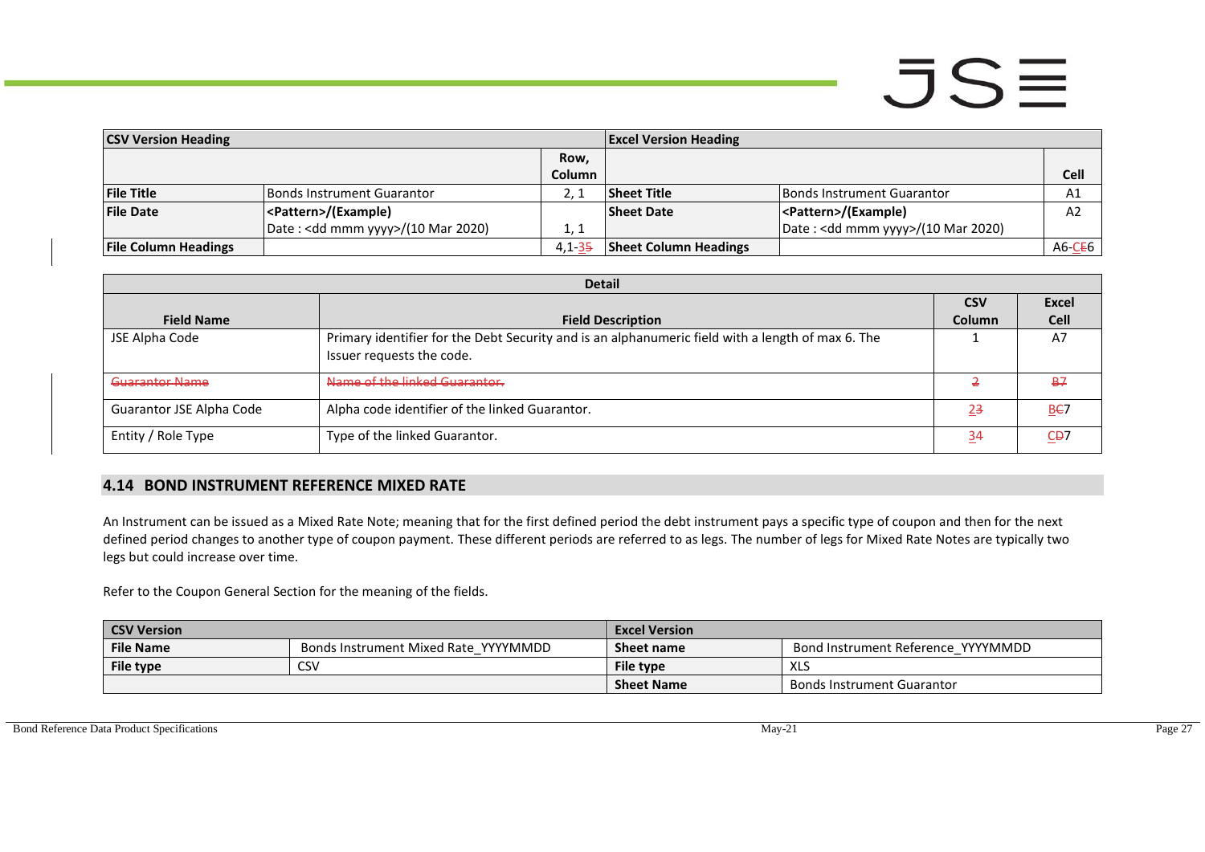| CSV Version Heading | | | Excel Version Heading | | |
|---|---|---|---|---|---|
| | | Row, Column | | | Cell |
| **File Title** | Bonds Instrument Guarantor | 2, 1 | **Sheet Title** | Bonds Instrument Guarantor | A1 |
| **File Date** | **<Pattern>/(Example)** Date : <dd mmm yyyy>/(10 Mar 2020) | 1, 1 | **Sheet Date** | **<Pattern>/(Example)** Date : <dd mmm yyyy>/(10 Mar 2020) | A2 |
| **File Column Headings** | | 4,1-~~3~~5 | **Sheet Column Headings** | | A6-C~~E~~6 |

| Detail | | | |
|---|---|---|---|
| **Field Name** | **Field Description** | **CSV Column** | **Excel Cell** |
| JSE Alpha Code | Primary identifier for the Debt Security and is an alphanumeric field with a length of max 6. The Issuer requests the code. | 1 | A7 |
| ~~Guarantor Name~~ | ~~Name of the linked Guarantor.~~ | ~~2~~ | ~~B7~~ |
| Guarantor JSE Alpha Code | Alpha code identifier of the linked Guarantor. | 2~~3~~ | B~~C~~7 |
| Entity / Role Type | Type of the linked Guarantor. | 3~~4~~ | C~~D~~7 |

## 4.14 BOND INSTRUMENT REFERENCE MIXED RATE

An Instrument can be issued as a Mixed Rate Note; meaning that for the first defined period the debt instrument pays a specific type of coupon and then for the next defined period changes to another type of coupon payment. These different periods are referred to as legs. The number of legs for Mixed Rate Notes are typically two legs but could increase over time.

Refer to the Coupon General Section for the meaning of the fields.

| CSV Version | | Excel Version | |
|---|---|---|---|
| **File Name** | Bonds Instrument Mixed Rate_YYYYMMDD | **Sheet name** | Bond Instrument Reference_YYYYMMDD |
| **File type** | CSV | **File type** | XLS |
| | | **Sheet Name** | Bonds Instrument Guarantor |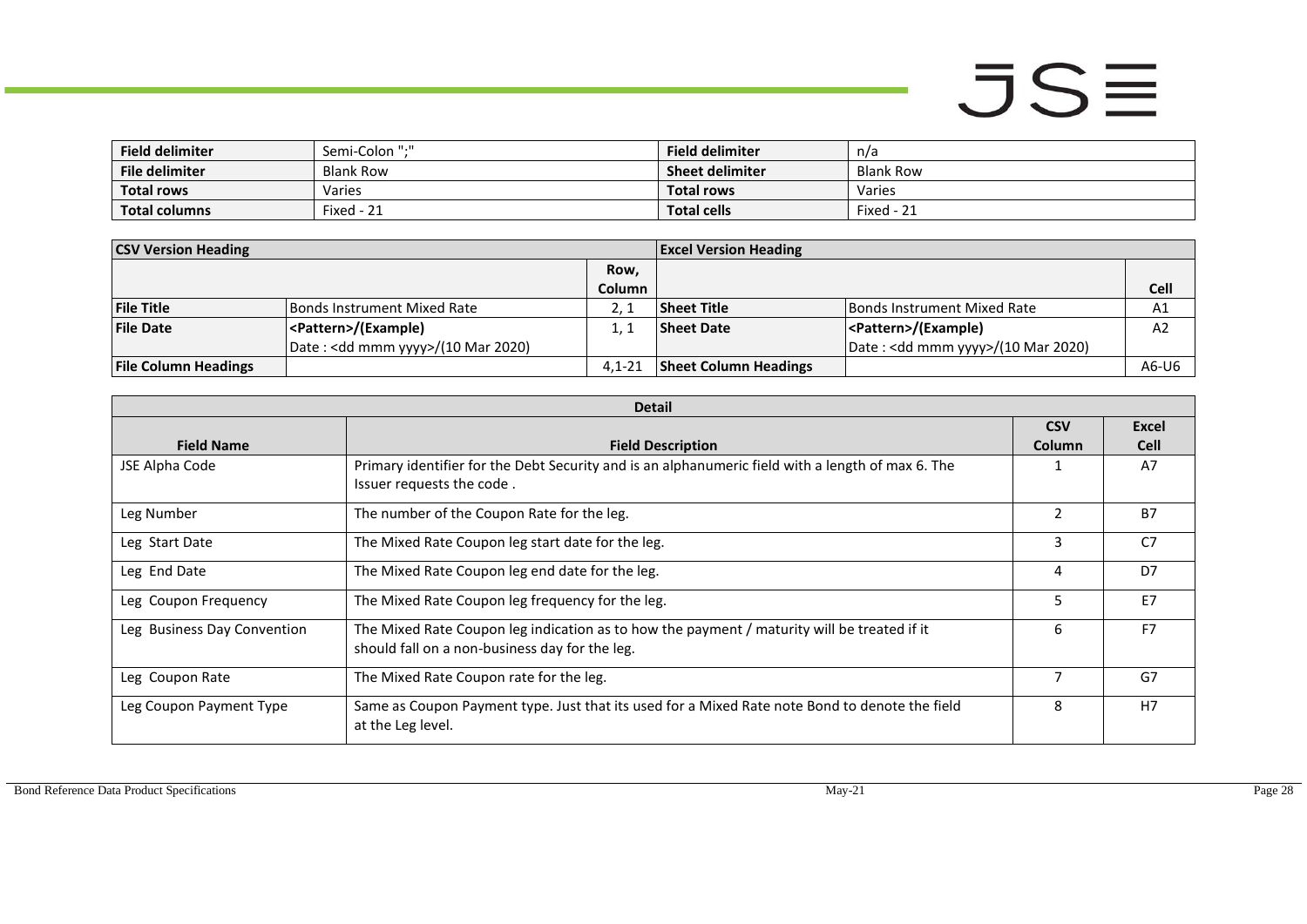| Field delimiter | Semi-Colon ";" | Field delimiter | n/a |
|---|---|---|---|
| File delimiter | Blank Row | Sheet delimiter | Blank Row |
| Total rows | Varies | Total rows | Varies |
| Total columns | Fixed - 21 | Total cells | Fixed - 21 |

| CSV Version Heading | | | Excel Version Heading | | |
|---|---|---|---|---|---|
| | | Row, Column | | | Cell |
| **File Title** | Bonds Instrument Mixed Rate | 2, 1 | **Sheet Title** | Bonds Instrument Mixed Rate | A1 |
| **File Date** | **<Pattern>/(Example)**<br>Date : <dd mmm yyyy>/(10 Mar 2020) | 1, 1 | **Sheet Date** | **<Pattern>/(Example)**<br>Date : <dd mmm yyyy>/(10 Mar 2020) | A2 |
| **File Column Headings** | | 4,1-21 | **Sheet Column Headings** | | A6-U6 |

| Detail | | | |
|---|---|---|---|
| **Field Name** | **Field Description** | **CSV Column** | **Excel Cell** |
| JSE Alpha Code | Primary identifier for the Debt Security and is an alphanumeric field with a length of max 6. The Issuer requests the code . | 1 | A7 |
| Leg Number | The number of the Coupon Rate for the leg. | 2 | B7 |
| Leg Start Date | The Mixed Rate Coupon leg start date for the leg. | 3 | C7 |
| Leg End Date | The Mixed Rate Coupon leg end date for the leg. | 4 | D7 |
| Leg Coupon Frequency | The Mixed Rate Coupon leg frequency for the leg. | 5 | E7 |
| Leg Business Day Convention | The Mixed Rate Coupon leg indication as to how the payment / maturity will be treated if it should fall on a non-business day for the leg. | 6 | F7 |
| Leg Coupon Rate | The Mixed Rate Coupon rate for the leg. | 7 | G7 |
| Leg Coupon Payment Type | Same as Coupon Payment type. Just that its used for a Mixed Rate note Bond to denote the field at the Leg level. | 8 | H7 |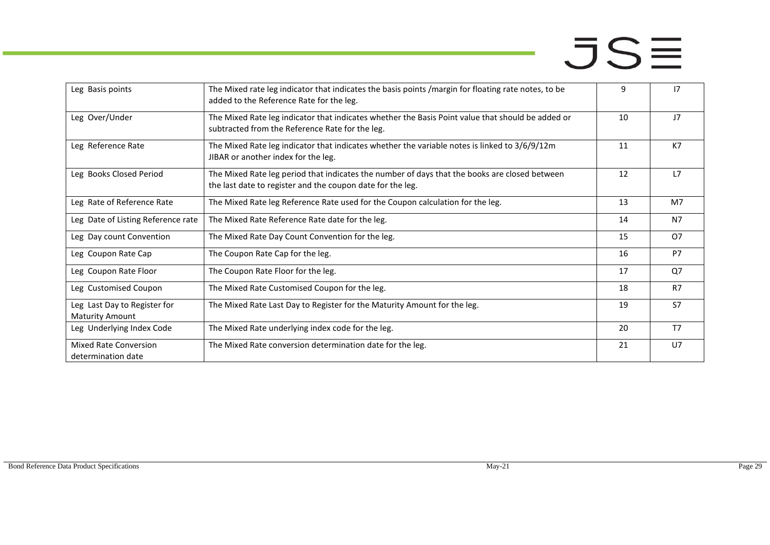| | | | |
|---|---|---|---|
| Leg Basis points | The Mixed rate leg indicator that indicates the basis points /margin for floating rate notes, to be added to the Reference Rate for the leg. | 9 | I7 |
| Leg Over/Under | The Mixed Rate leg indicator that indicates whether the Basis Point value that should be added or subtracted from the Reference Rate for the leg. | 10 | J7 |
| Leg Reference Rate | The Mixed Rate leg indicator that indicates whether the variable notes is linked to 3/6/9/12m JIBAR or another index for the leg. | 11 | K7 |
| Leg Books Closed Period | The Mixed Rate leg period that indicates the number of days that the books are closed between the last date to register and the coupon date for the leg. | 12 | L7 |
| Leg Rate of Reference Rate | The Mixed Rate leg Reference Rate used for the Coupon calculation for the leg. | 13 | M7 |
| Leg Date of Listing Reference rate | The Mixed Rate Reference Rate date for the leg. | 14 | N7 |
| Leg Day count Convention | The Mixed Rate Day Count Convention for the leg. | 15 | O7 |
| Leg Coupon Rate Cap | The Coupon Rate Cap for the leg. | 16 | P7 |
| Leg Coupon Rate Floor | The Coupon Rate Floor for the leg. | 17 | Q7 |
| Leg Customised Coupon | The Mixed Rate Customised Coupon for the leg. | 18 | R7 |
| Leg Last Day to Register for Maturity Amount | The Mixed Rate Last Day to Register for the Maturity Amount for the leg. | 19 | S7 |
| Leg Underlying Index Code | The Mixed Rate underlying index code for the leg. | 20 | T7 |
| Mixed Rate Conversion determination date | The Mixed Rate conversion determination date for the leg. | 21 | U7 |